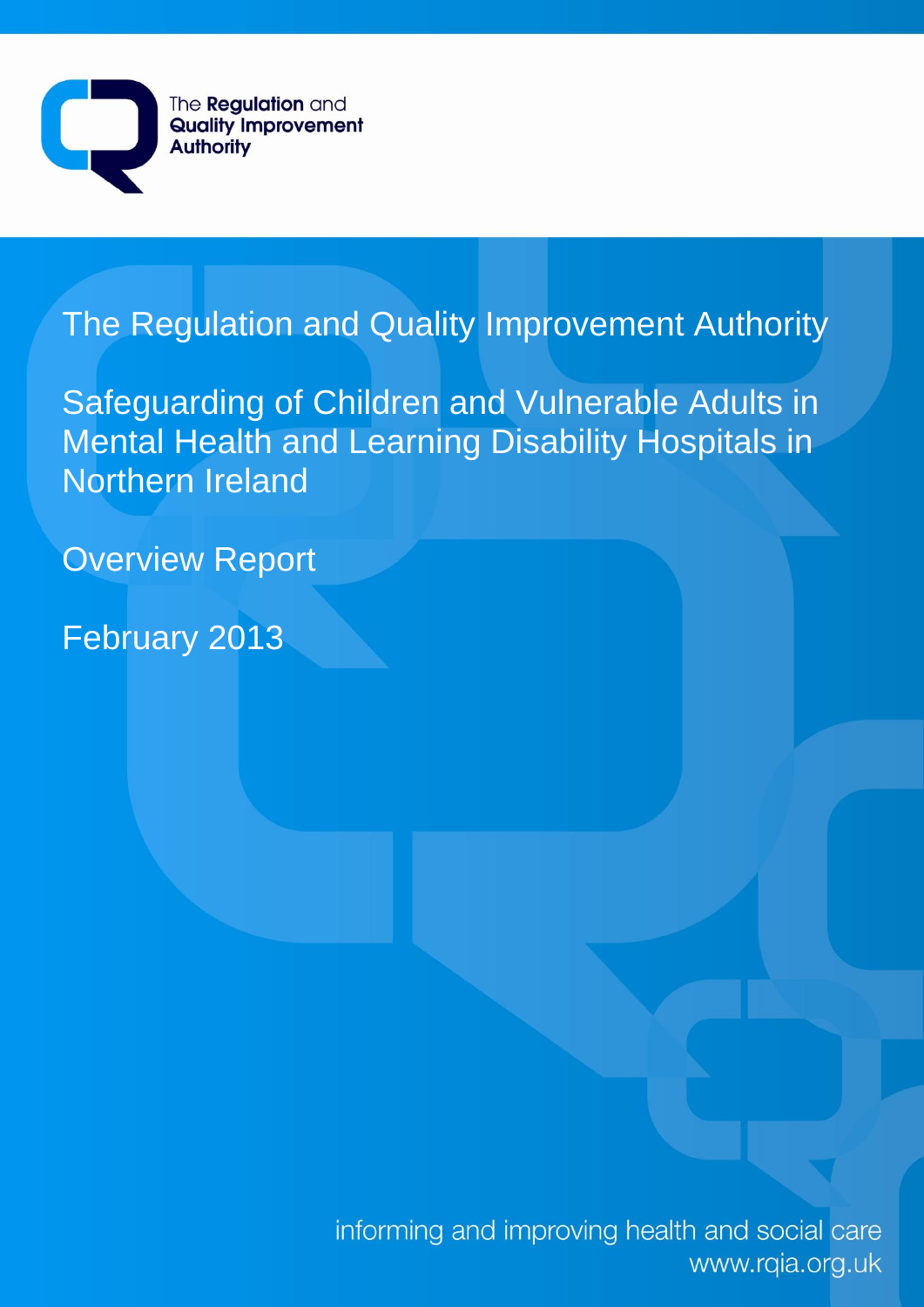The Regulation and Quality Improvement Authority

# The Regulation and Quality Improvement Authority

# Safeguarding of Children and Vulnerable Adults in Mental Health and Learning Disability Hospitals in Northern Ireland

## Overview Report

February 2013

informing and improving health and social care
www.rqia.org.uk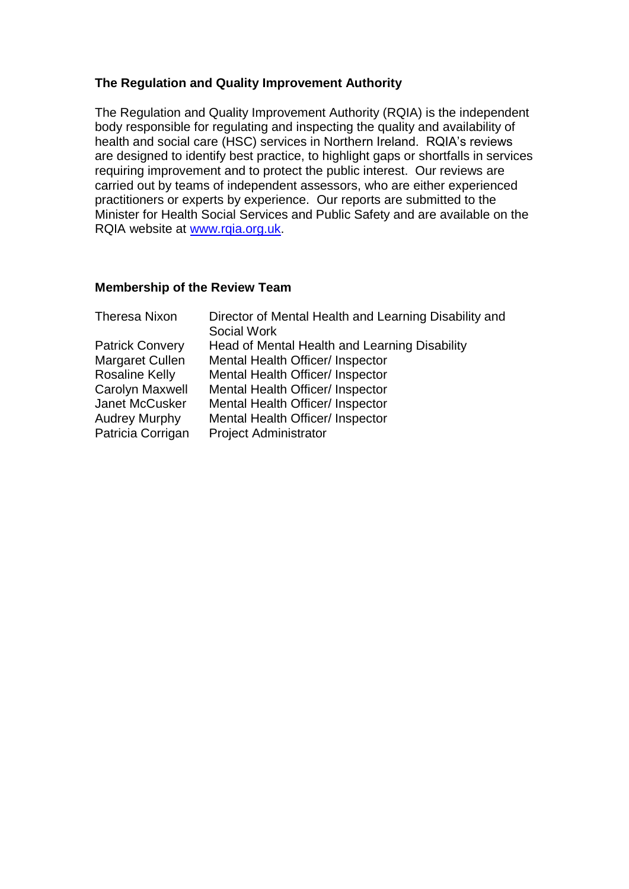## The Regulation and Quality Improvement Authority

The Regulation and Quality Improvement Authority (RQIA) is the independent body responsible for regulating and inspecting the quality and availability of health and social care (HSC) services in Northern Ireland. RQIA's reviews are designed to identify best practice, to highlight gaps or shortfalls in services requiring improvement and to protect the public interest. Our reviews are carried out by teams of independent assessors, who are either experienced practitioners or experts by experience. Our reports are submitted to the Minister for Health Social Services and Public Safety and are available on the RQIA website at [www.rqia.org.uk](http://www.rqia.org.uk).

## Membership of the Review Team

| | |
|---|---|
| Theresa Nixon | Director of Mental Health and Learning Disability and Social Work |
| Patrick Convery | Head of Mental Health and Learning Disability |
| Margaret Cullen | Mental Health Officer/ Inspector |
| Rosaline Kelly | Mental Health Officer/ Inspector |
| Carolyn Maxwell | Mental Health Officer/ Inspector |
| Janet McCusker | Mental Health Officer/ Inspector |
| Audrey Murphy | Mental Health Officer/ Inspector |
| Patricia Corrigan | Project Administrator |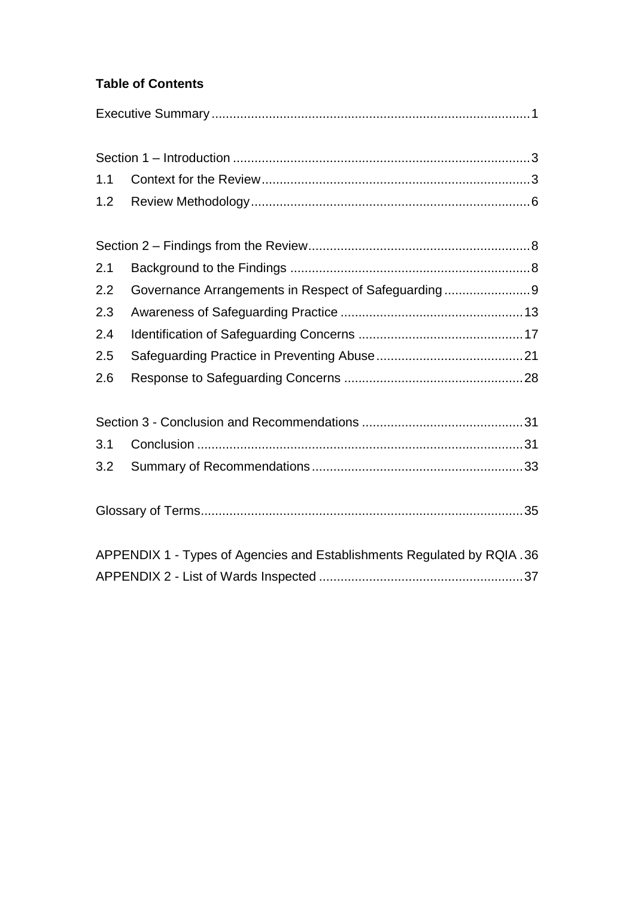**Table of Contents**

Executive Summary ........................................................................................ 1

Section 1 – Introduction .................................................................................. 3

1.1 Context for the Review .......................................................................... 3

1.2 Review Methodology ............................................................................. 6

Section 2 – Findings from the Review ............................................................. 8

2.1 Background to the Findings .................................................................. 8

2.2 Governance Arrangements in Respect of Safeguarding ........................ 9

2.3 Awareness of Safeguarding Practice ................................................... 13

2.4 Identification of Safeguarding Concerns .............................................. 17

2.5 Safeguarding Practice in Preventing Abuse ......................................... 21

2.6 Response to Safeguarding Concerns .................................................. 28

Section 3 - Conclusion and Recommendations ............................................. 31

3.1 Conclusion .......................................................................................... 31

3.2 Summary of Recommendations .......................................................... 33

Glossary of Terms ......................................................................................... 35

APPENDIX 1 - Types of Agencies and Establishments Regulated by RQIA . 36

APPENDIX 2 - List of Wards Inspected ......................................................... 37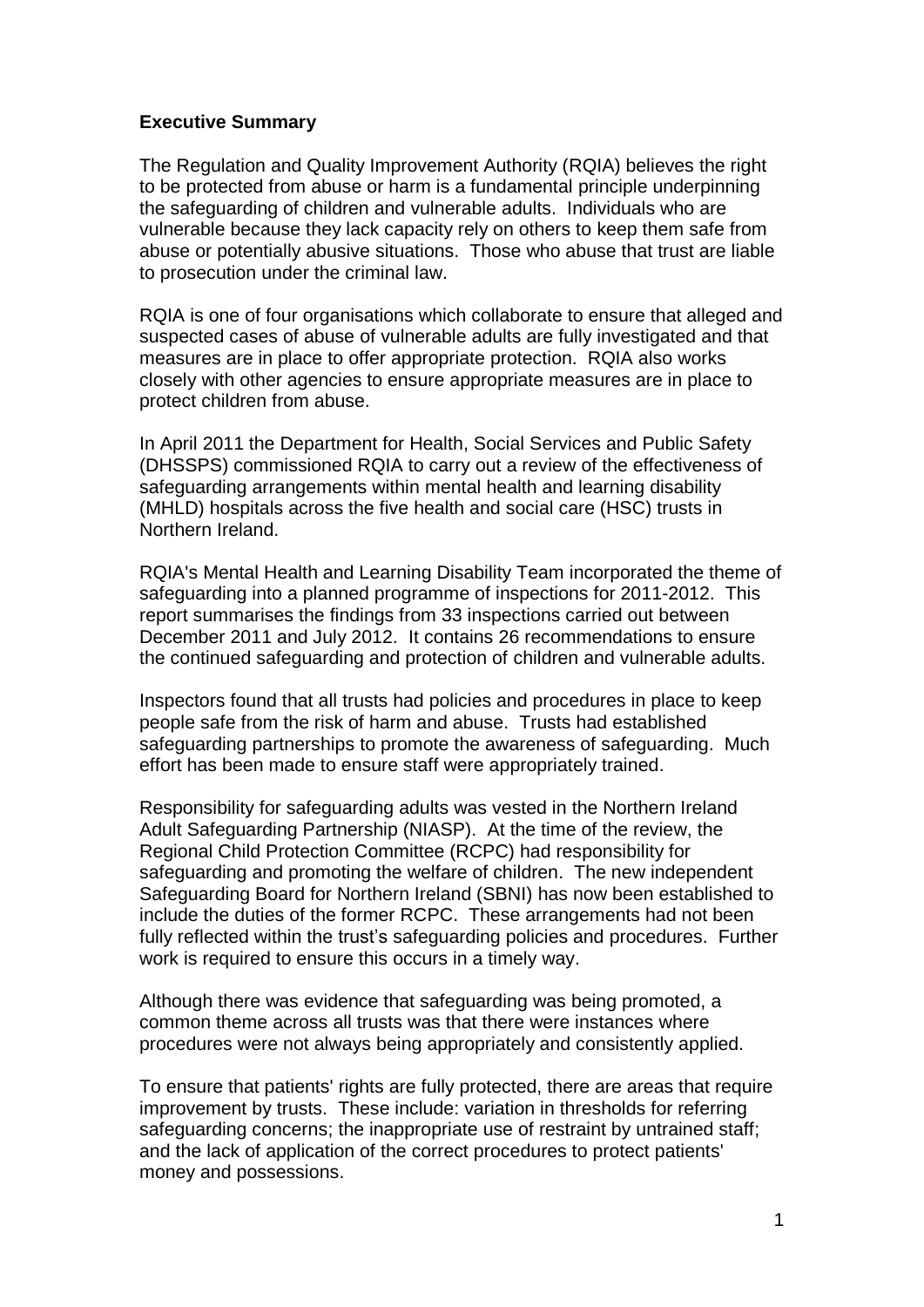## Executive Summary

The Regulation and Quality Improvement Authority (RQIA) believes the right to be protected from abuse or harm is a fundamental principle underpinning the safeguarding of children and vulnerable adults. Individuals who are vulnerable because they lack capacity rely on others to keep them safe from abuse or potentially abusive situations. Those who abuse that trust are liable to prosecution under the criminal law.

RQIA is one of four organisations which collaborate to ensure that alleged and suspected cases of abuse of vulnerable adults are fully investigated and that measures are in place to offer appropriate protection. RQIA also works closely with other agencies to ensure appropriate measures are in place to protect children from abuse.

In April 2011 the Department for Health, Social Services and Public Safety (DHSSPS) commissioned RQIA to carry out a review of the effectiveness of safeguarding arrangements within mental health and learning disability (MHLD) hospitals across the five health and social care (HSC) trusts in Northern Ireland.

RQIA's Mental Health and Learning Disability Team incorporated the theme of safeguarding into a planned programme of inspections for 2011-2012. This report summarises the findings from 33 inspections carried out between December 2011 and July 2012. It contains 26 recommendations to ensure the continued safeguarding and protection of children and vulnerable adults.

Inspectors found that all trusts had policies and procedures in place to keep people safe from the risk of harm and abuse. Trusts had established safeguarding partnerships to promote the awareness of safeguarding. Much effort has been made to ensure staff were appropriately trained.

Responsibility for safeguarding adults was vested in the Northern Ireland Adult Safeguarding Partnership (NIASP). At the time of the review, the Regional Child Protection Committee (RCPC) had responsibility for safeguarding and promoting the welfare of children. The new independent Safeguarding Board for Northern Ireland (SBNI) has now been established to include the duties of the former RCPC. These arrangements had not been fully reflected within the trust's safeguarding policies and procedures. Further work is required to ensure this occurs in a timely way.

Although there was evidence that safeguarding was being promoted, a common theme across all trusts was that there were instances where procedures were not always being appropriately and consistently applied.

To ensure that patients' rights are fully protected, there are areas that require improvement by trusts. These include: variation in thresholds for referring safeguarding concerns; the inappropriate use of restraint by untrained staff; and the lack of application of the correct procedures to protect patients' money and possessions.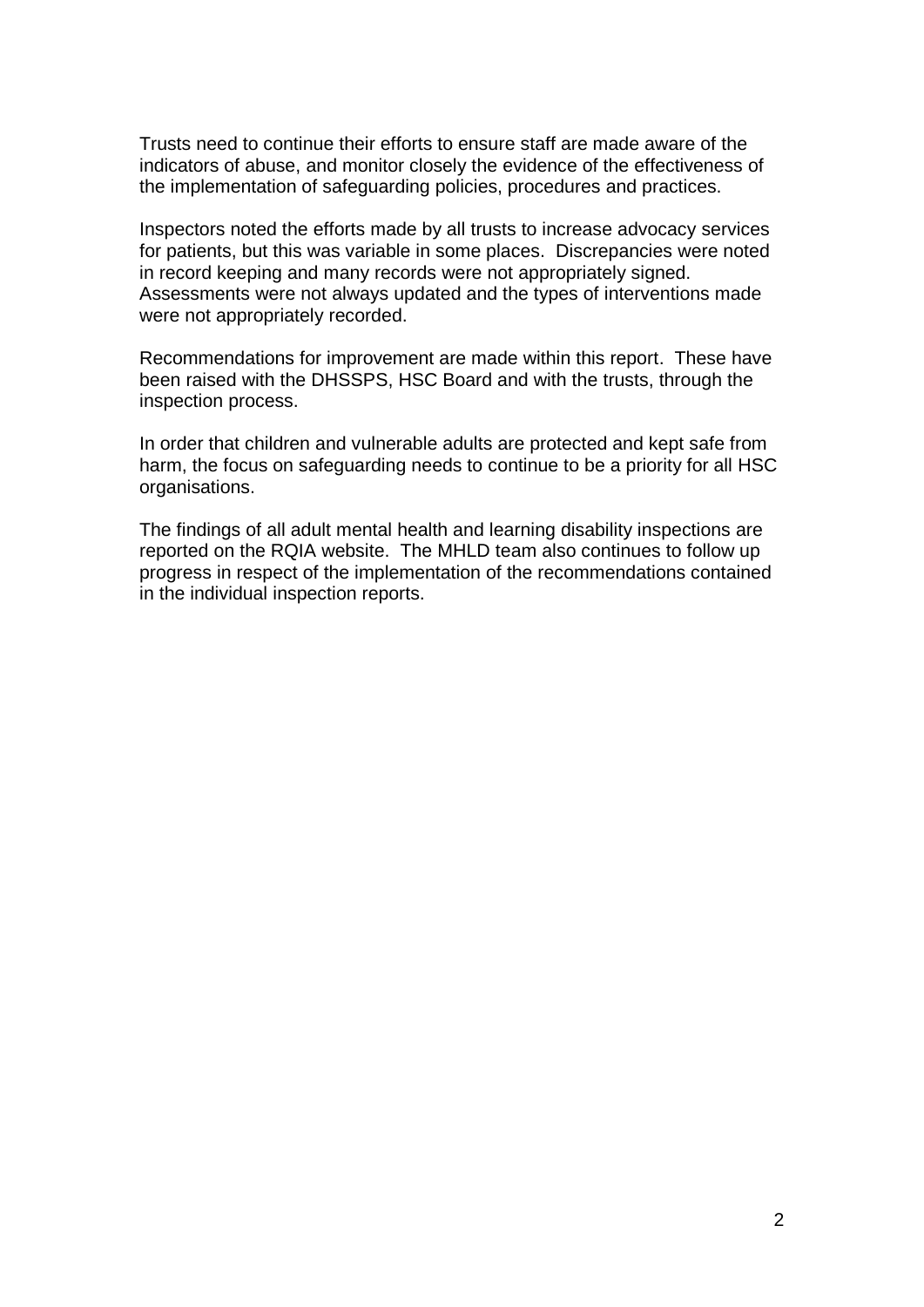Trusts need to continue their efforts to ensure staff are made aware of the indicators of abuse, and monitor closely the evidence of the effectiveness of the implementation of safeguarding policies, procedures and practices.

Inspectors noted the efforts made by all trusts to increase advocacy services for patients, but this was variable in some places. Discrepancies were noted in record keeping and many records were not appropriately signed. Assessments were not always updated and the types of interventions made were not appropriately recorded.

Recommendations for improvement are made within this report. These have been raised with the DHSSPS, HSC Board and with the trusts, through the inspection process.

In order that children and vulnerable adults are protected and kept safe from harm, the focus on safeguarding needs to continue to be a priority for all HSC organisations.

The findings of all adult mental health and learning disability inspections are reported on the RQIA website. The MHLD team also continues to follow up progress in respect of the implementation of the recommendations contained in the individual inspection reports.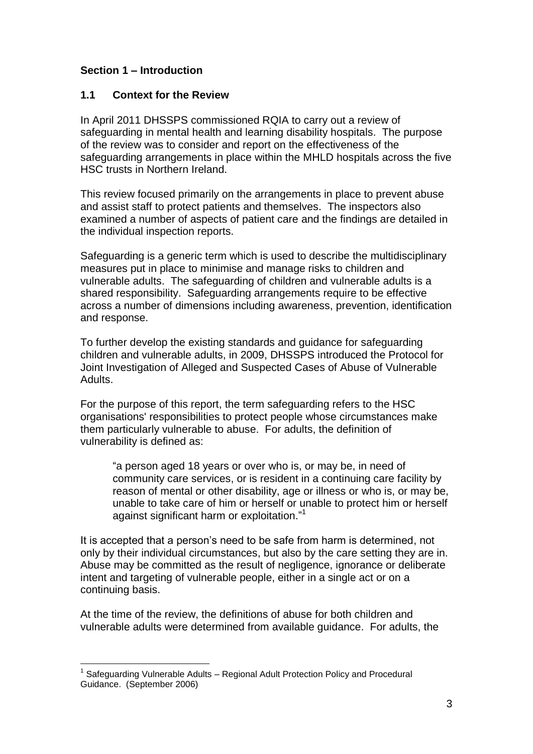## Section 1 – Introduction

### 1.1 Context for the Review

In April 2011 DHSSPS commissioned RQIA to carry out a review of safeguarding in mental health and learning disability hospitals. The purpose of the review was to consider and report on the effectiveness of the safeguarding arrangements in place within the MHLD hospitals across the five HSC trusts in Northern Ireland.

This review focused primarily on the arrangements in place to prevent abuse and assist staff to protect patients and themselves. The inspectors also examined a number of aspects of patient care and the findings are detailed in the individual inspection reports.

Safeguarding is a generic term which is used to describe the multidisciplinary measures put in place to minimise and manage risks to children and vulnerable adults. The safeguarding of children and vulnerable adults is a shared responsibility. Safeguarding arrangements require to be effective across a number of dimensions including awareness, prevention, identification and response.

To further develop the existing standards and guidance for safeguarding children and vulnerable adults, in 2009, DHSSPS introduced the Protocol for Joint Investigation of Alleged and Suspected Cases of Abuse of Vulnerable Adults.

For the purpose of this report, the term safeguarding refers to the HSC organisations' responsibilities to protect people whose circumstances make them particularly vulnerable to abuse. For adults, the definition of vulnerability is defined as:

> "a person aged 18 years or over who is, or may be, in need of community care services, or is resident in a continuing care facility by reason of mental or other disability, age or illness or who is, or may be, unable to take care of him or herself or unable to protect him or herself against significant harm or exploitation."[1]

It is accepted that a person's need to be safe from harm is determined, not only by their individual circumstances, but also by the care setting they are in. Abuse may be committed as the result of negligence, ignorance or deliberate intent and targeting of vulnerable people, either in a single act or on a continuing basis.

At the time of the review, the definitions of abuse for both children and vulnerable adults were determined from available guidance. For adults, the

[1] Safeguarding Vulnerable Adults – Regional Adult Protection Policy and Procedural Guidance. (September 2006)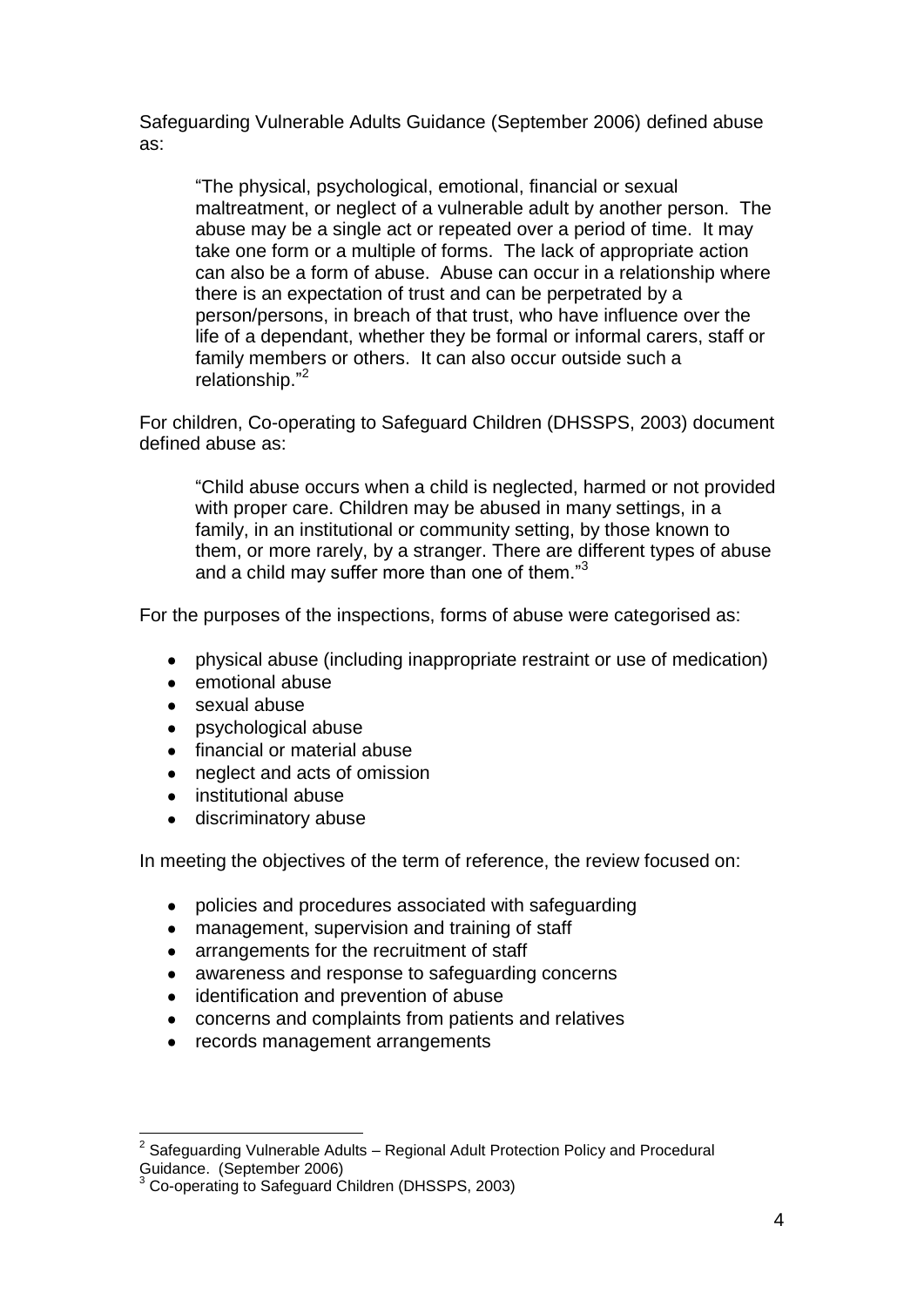Safeguarding Vulnerable Adults Guidance (September 2006) defined abuse as:

> "The physical, psychological, emotional, financial or sexual maltreatment, or neglect of a vulnerable adult by another person. The abuse may be a single act or repeated over a period of time. It may take one form or a multiple of forms. The lack of appropriate action can also be a form of abuse. Abuse can occur in a relationship where there is an expectation of trust and can be perpetrated by a person/persons, in breach of that trust, who have influence over the life of a dependant, whether they be formal or informal carers, staff or family members or others. It can also occur outside such a relationship."[2]

For children, Co-operating to Safeguard Children (DHSSPS, 2003) document defined abuse as:

> "Child abuse occurs when a child is neglected, harmed or not provided with proper care. Children may be abused in many settings, in a family, in an institutional or community setting, by those known to them, or more rarely, by a stranger. There are different types of abuse and a child may suffer more than one of them."[3]

For the purposes of the inspections, forms of abuse were categorised as:

- physical abuse (including inappropriate restraint or use of medication)
- emotional abuse
- sexual abuse
- psychological abuse
- financial or material abuse
- neglect and acts of omission
- institutional abuse
- discriminatory abuse

In meeting the objectives of the term of reference, the review focused on:

- policies and procedures associated with safeguarding
- management, supervision and training of staff
- arrangements for the recruitment of staff
- awareness and response to safeguarding concerns
- identification and prevention of abuse
- concerns and complaints from patients and relatives
- records management arrangements

---

[2] Safeguarding Vulnerable Adults – Regional Adult Protection Policy and Procedural Guidance. (September 2006)

[3] Co-operating to Safeguard Children (DHSSPS, 2003)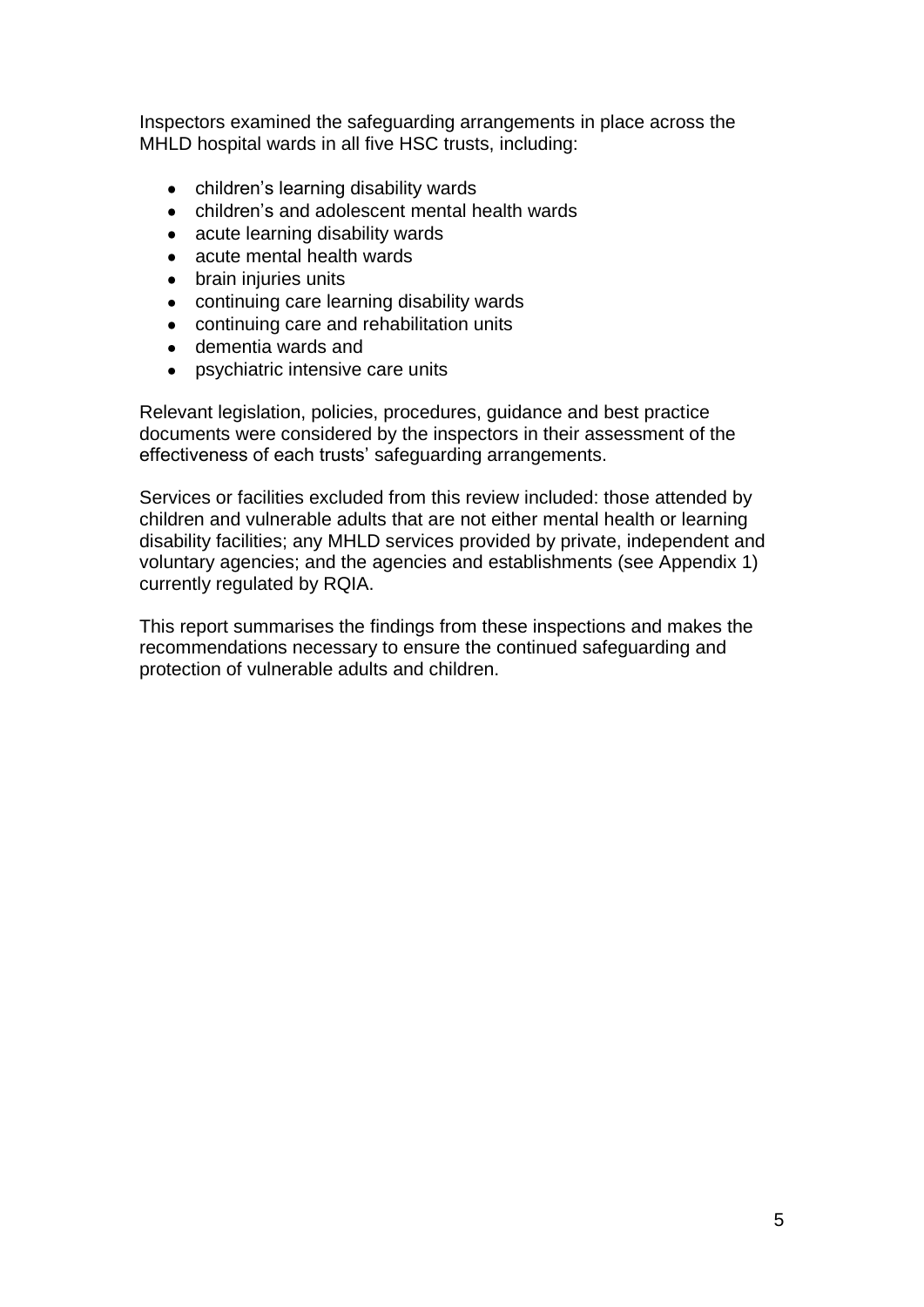Inspectors examined the safeguarding arrangements in place across the MHLD hospital wards in all five HSC trusts, including:

- children's learning disability wards
- children's and adolescent mental health wards
- acute learning disability wards
- acute mental health wards
- brain injuries units
- continuing care learning disability wards
- continuing care and rehabilitation units
- dementia wards and
- psychiatric intensive care units

Relevant legislation, policies, procedures, guidance and best practice documents were considered by the inspectors in their assessment of the effectiveness of each trusts' safeguarding arrangements.

Services or facilities excluded from this review included: those attended by children and vulnerable adults that are not either mental health or learning disability facilities; any MHLD services provided by private, independent and voluntary agencies; and the agencies and establishments (see Appendix 1) currently regulated by RQIA.

This report summarises the findings from these inspections and makes the recommendations necessary to ensure the continued safeguarding and protection of vulnerable adults and children.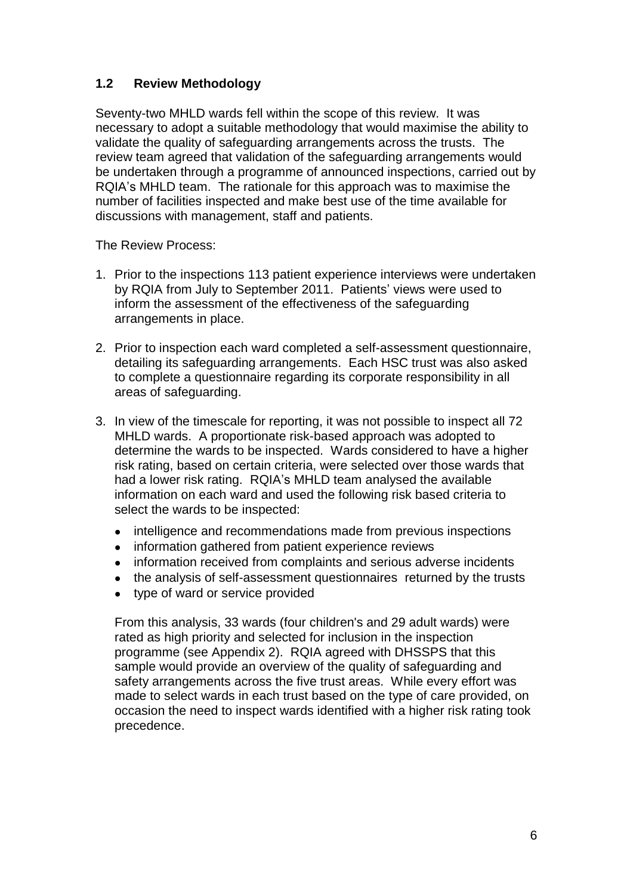## 1.2 Review Methodology

Seventy-two MHLD wards fell within the scope of this review. It was necessary to adopt a suitable methodology that would maximise the ability to validate the quality of safeguarding arrangements across the trusts. The review team agreed that validation of the safeguarding arrangements would be undertaken through a programme of announced inspections, carried out by RQIA's MHLD team. The rationale for this approach was to maximise the number of facilities inspected and make best use of the time available for discussions with management, staff and patients.

The Review Process:

1. Prior to the inspections 113 patient experience interviews were undertaken by RQIA from July to September 2011. Patients' views were used to inform the assessment of the effectiveness of the safeguarding arrangements in place.

2. Prior to inspection each ward completed a self-assessment questionnaire, detailing its safeguarding arrangements. Each HSC trust was also asked to complete a questionnaire regarding its corporate responsibility in all areas of safeguarding.

3. In view of the timescale for reporting, it was not possible to inspect all 72 MHLD wards. A proportionate risk-based approach was adopted to determine the wards to be inspected. Wards considered to have a higher risk rating, based on certain criteria, were selected over those wards that had a lower risk rating. RQIA's MHLD team analysed the available information on each ward and used the following risk based criteria to select the wards to be inspected:

   - intelligence and recommendations made from previous inspections
   - information gathered from patient experience reviews
   - information received from complaints and serious adverse incidents
   - the analysis of self-assessment questionnaires returned by the trusts
   - type of ward or service provided

   From this analysis, 33 wards (four children's and 29 adult wards) were rated as high priority and selected for inclusion in the inspection programme (see Appendix 2). RQIA agreed with DHSSPS that this sample would provide an overview of the quality of safeguarding and safety arrangements across the five trust areas. While every effort was made to select wards in each trust based on the type of care provided, on occasion the need to inspect wards identified with a higher risk rating took precedence.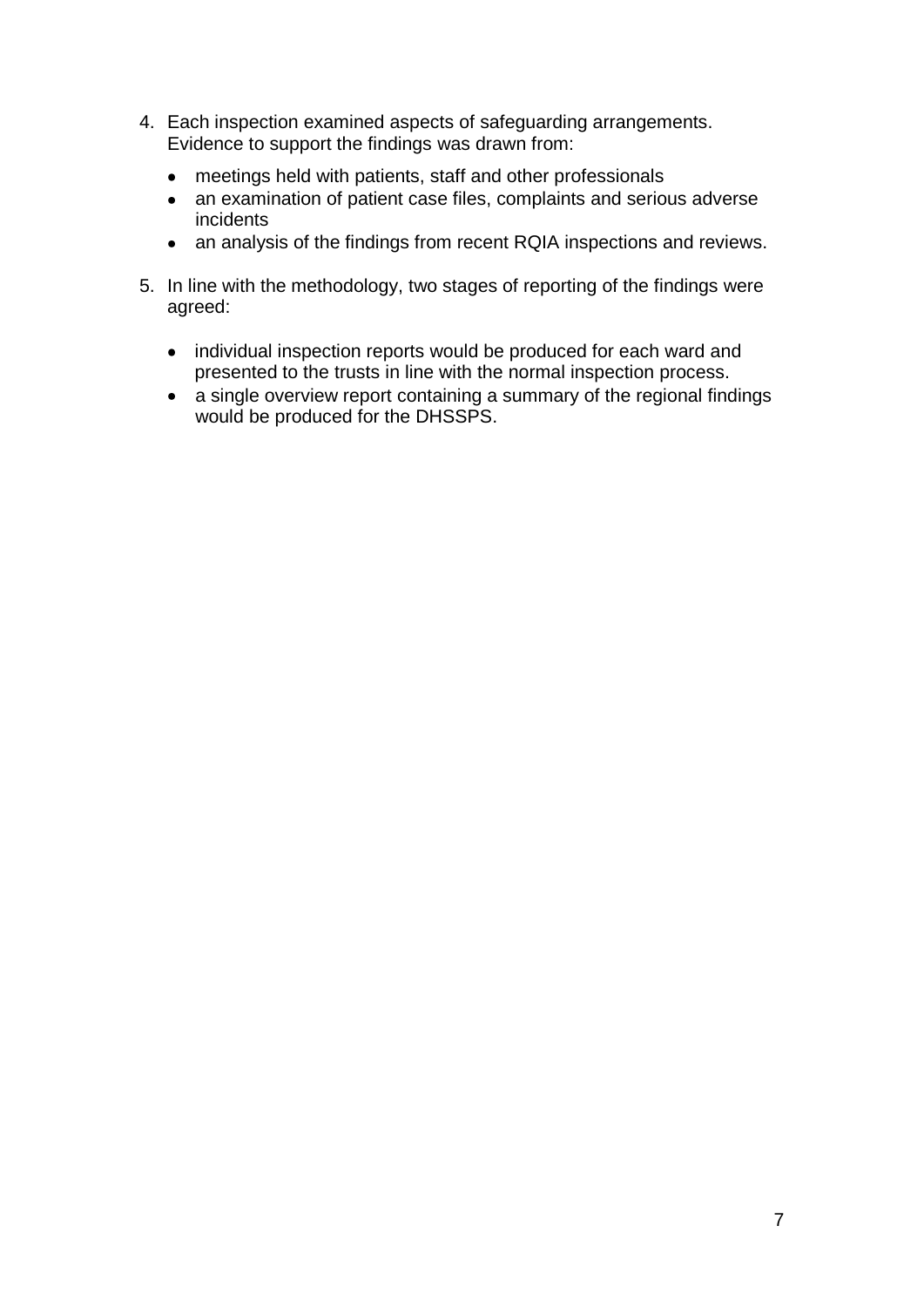4. Each inspection examined aspects of safeguarding arrangements. Evidence to support the findings was drawn from:

   - meetings held with patients, staff and other professionals
   - an examination of patient case files, complaints and serious adverse incidents
   - an analysis of the findings from recent RQIA inspections and reviews.

5. In line with the methodology, two stages of reporting of the findings were agreed:

   - individual inspection reports would be produced for each ward and presented to the trusts in line with the normal inspection process.
   - a single overview report containing a summary of the regional findings would be produced for the DHSSPS.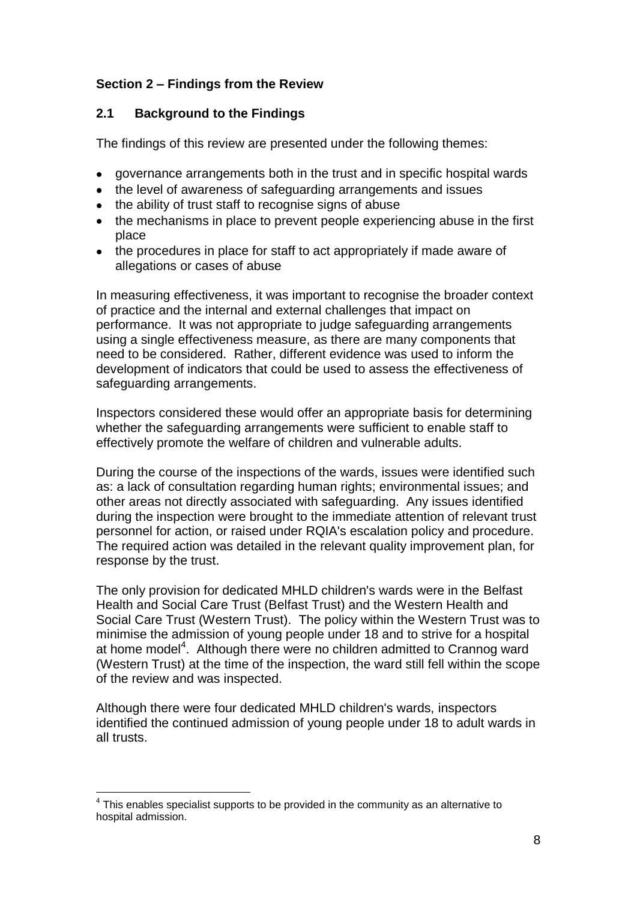## Section 2 – Findings from the Review

### 2.1 Background to the Findings

The findings of this review are presented under the following themes:

- governance arrangements both in the trust and in specific hospital wards
- the level of awareness of safeguarding arrangements and issues
- the ability of trust staff to recognise signs of abuse
- the mechanisms in place to prevent people experiencing abuse in the first place
- the procedures in place for staff to act appropriately if made aware of allegations or cases of abuse

In measuring effectiveness, it was important to recognise the broader context of practice and the internal and external challenges that impact on performance. It was not appropriate to judge safeguarding arrangements using a single effectiveness measure, as there are many components that need to be considered. Rather, different evidence was used to inform the development of indicators that could be used to assess the effectiveness of safeguarding arrangements.

Inspectors considered these would offer an appropriate basis for determining whether the safeguarding arrangements were sufficient to enable staff to effectively promote the welfare of children and vulnerable adults.

During the course of the inspections of the wards, issues were identified such as: a lack of consultation regarding human rights; environmental issues; and other areas not directly associated with safeguarding. Any issues identified during the inspection were brought to the immediate attention of relevant trust personnel for action, or raised under RQIA's escalation policy and procedure. The required action was detailed in the relevant quality improvement plan, for response by the trust.

The only provision for dedicated MHLD children's wards were in the Belfast Health and Social Care Trust (Belfast Trust) and the Western Health and Social Care Trust (Western Trust). The policy within the Western Trust was to minimise the admission of young people under 18 and to strive for a hospital at home model[4]. Although there were no children admitted to Crannog ward (Western Trust) at the time of the inspection, the ward still fell within the scope of the review and was inspected.

Although there were four dedicated MHLD children's wards, inspectors identified the continued admission of young people under 18 to adult wards in all trusts.

---

[4] This enables specialist supports to be provided in the community as an alternative to hospital admission.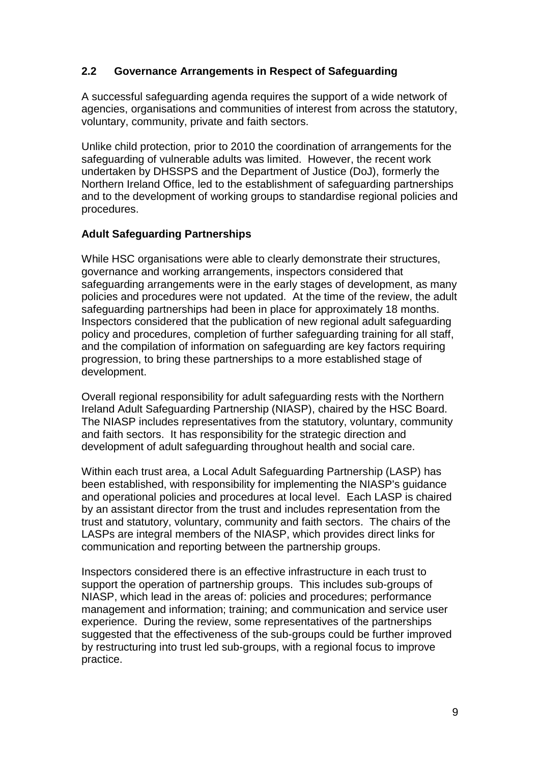## 2.2 Governance Arrangements in Respect of Safeguarding

A successful safeguarding agenda requires the support of a wide network of agencies, organisations and communities of interest from across the statutory, voluntary, community, private and faith sectors.

Unlike child protection, prior to 2010 the coordination of arrangements for the safeguarding of vulnerable adults was limited. However, the recent work undertaken by DHSSPS and the Department of Justice (DoJ), formerly the Northern Ireland Office, led to the establishment of safeguarding partnerships and to the development of working groups to standardise regional policies and procedures.

### Adult Safeguarding Partnerships

While HSC organisations were able to clearly demonstrate their structures, governance and working arrangements, inspectors considered that safeguarding arrangements were in the early stages of development, as many policies and procedures were not updated. At the time of the review, the adult safeguarding partnerships had been in place for approximately 18 months. Inspectors considered that the publication of new regional adult safeguarding policy and procedures, completion of further safeguarding training for all staff, and the compilation of information on safeguarding are key factors requiring progression, to bring these partnerships to a more established stage of development.

Overall regional responsibility for adult safeguarding rests with the Northern Ireland Adult Safeguarding Partnership (NIASP), chaired by the HSC Board. The NIASP includes representatives from the statutory, voluntary, community and faith sectors. It has responsibility for the strategic direction and development of adult safeguarding throughout health and social care.

Within each trust area, a Local Adult Safeguarding Partnership (LASP) has been established, with responsibility for implementing the NIASP's guidance and operational policies and procedures at local level. Each LASP is chaired by an assistant director from the trust and includes representation from the trust and statutory, voluntary, community and faith sectors. The chairs of the LASPs are integral members of the NIASP, which provides direct links for communication and reporting between the partnership groups.

Inspectors considered there is an effective infrastructure in each trust to support the operation of partnership groups. This includes sub-groups of NIASP, which lead in the areas of: policies and procedures; performance management and information; training; and communication and service user experience. During the review, some representatives of the partnerships suggested that the effectiveness of the sub-groups could be further improved by restructuring into trust led sub-groups, with a regional focus to improve practice.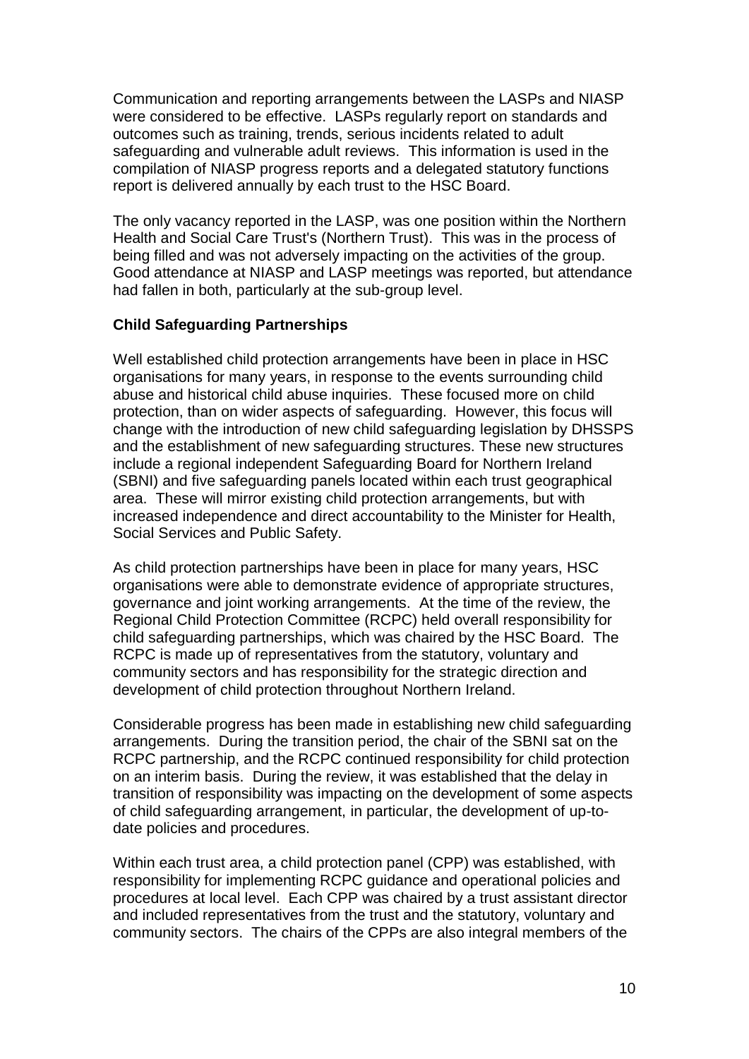Communication and reporting arrangements between the LASPs and NIASP were considered to be effective. LASPs regularly report on standards and outcomes such as training, trends, serious incidents related to adult safeguarding and vulnerable adult reviews. This information is used in the compilation of NIASP progress reports and a delegated statutory functions report is delivered annually by each trust to the HSC Board.

The only vacancy reported in the LASP, was one position within the Northern Health and Social Care Trust's (Northern Trust). This was in the process of being filled and was not adversely impacting on the activities of the group. Good attendance at NIASP and LASP meetings was reported, but attendance had fallen in both, particularly at the sub-group level.

**Child Safeguarding Partnerships**

Well established child protection arrangements have been in place in HSC organisations for many years, in response to the events surrounding child abuse and historical child abuse inquiries. These focused more on child protection, than on wider aspects of safeguarding. However, this focus will change with the introduction of new child safeguarding legislation by DHSSPS and the establishment of new safeguarding structures. These new structures include a regional independent Safeguarding Board for Northern Ireland (SBNI) and five safeguarding panels located within each trust geographical area. These will mirror existing child protection arrangements, but with increased independence and direct accountability to the Minister for Health, Social Services and Public Safety.

As child protection partnerships have been in place for many years, HSC organisations were able to demonstrate evidence of appropriate structures, governance and joint working arrangements. At the time of the review, the Regional Child Protection Committee (RCPC) held overall responsibility for child safeguarding partnerships, which was chaired by the HSC Board. The RCPC is made up of representatives from the statutory, voluntary and community sectors and has responsibility for the strategic direction and development of child protection throughout Northern Ireland.

Considerable progress has been made in establishing new child safeguarding arrangements. During the transition period, the chair of the SBNI sat on the RCPC partnership, and the RCPC continued responsibility for child protection on an interim basis. During the review, it was established that the delay in transition of responsibility was impacting on the development of some aspects of child safeguarding arrangement, in particular, the development of up-to-date policies and procedures.

Within each trust area, a child protection panel (CPP) was established, with responsibility for implementing RCPC guidance and operational policies and procedures at local level. Each CPP was chaired by a trust assistant director and included representatives from the trust and the statutory, voluntary and community sectors. The chairs of the CPPs are also integral members of the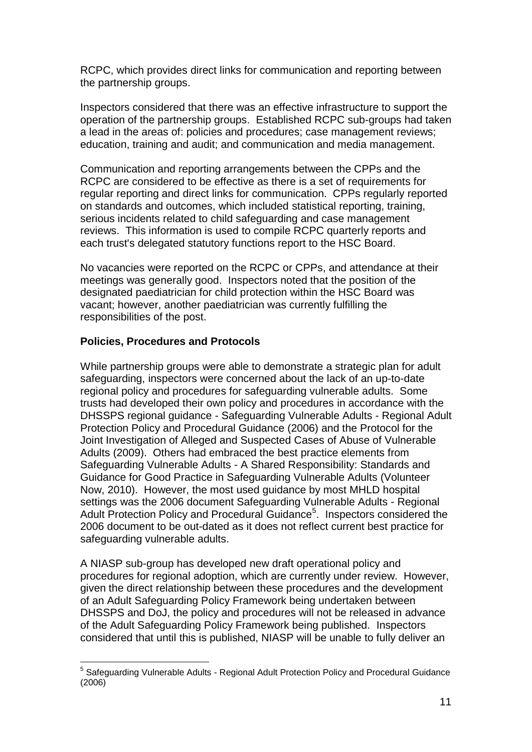RCPC, which provides direct links for communication and reporting between the partnership groups.

Inspectors considered that there was an effective infrastructure to support the operation of the partnership groups. Established RCPC sub-groups had taken a lead in the areas of: policies and procedures; case management reviews; education, training and audit; and communication and media management.

Communication and reporting arrangements between the CPPs and the RCPC are considered to be effective as there is a set of requirements for regular reporting and direct links for communication. CPPs regularly reported on standards and outcomes, which included statistical reporting, training, serious incidents related to child safeguarding and case management reviews. This information is used to compile RCPC quarterly reports and each trust's delegated statutory functions report to the HSC Board.

No vacancies were reported on the RCPC or CPPs, and attendance at their meetings was generally good. Inspectors noted that the position of the designated paediatrician for child protection within the HSC Board was vacant; however, another paediatrician was currently fulfilling the responsibilities of the post.

**Policies, Procedures and Protocols**

While partnership groups were able to demonstrate a strategic plan for adult safeguarding, inspectors were concerned about the lack of an up-to-date regional policy and procedures for safeguarding vulnerable adults. Some trusts had developed their own policy and procedures in accordance with the DHSSPS regional guidance - Safeguarding Vulnerable Adults - Regional Adult Protection Policy and Procedural Guidance (2006) and the Protocol for the Joint Investigation of Alleged and Suspected Cases of Abuse of Vulnerable Adults (2009). Others had embraced the best practice elements from Safeguarding Vulnerable Adults - A Shared Responsibility: Standards and Guidance for Good Practice in Safeguarding Vulnerable Adults (Volunteer Now, 2010). However, the most used guidance by most MHLD hospital settings was the 2006 document Safeguarding Vulnerable Adults - Regional Adult Protection Policy and Procedural Guidance[5]. Inspectors considered the 2006 document to be out-dated as it does not reflect current best practice for safeguarding vulnerable adults.

A NIASP sub-group has developed new draft operational policy and procedures for regional adoption, which are currently under review. However, given the direct relationship between these procedures and the development of an Adult Safeguarding Policy Framework being undertaken between DHSSPS and DoJ, the policy and procedures will not be released in advance of the Adult Safeguarding Policy Framework being published. Inspectors considered that until this is published, NIASP will be unable to fully deliver an

[5] Safeguarding Vulnerable Adults - Regional Adult Protection Policy and Procedural Guidance (2006)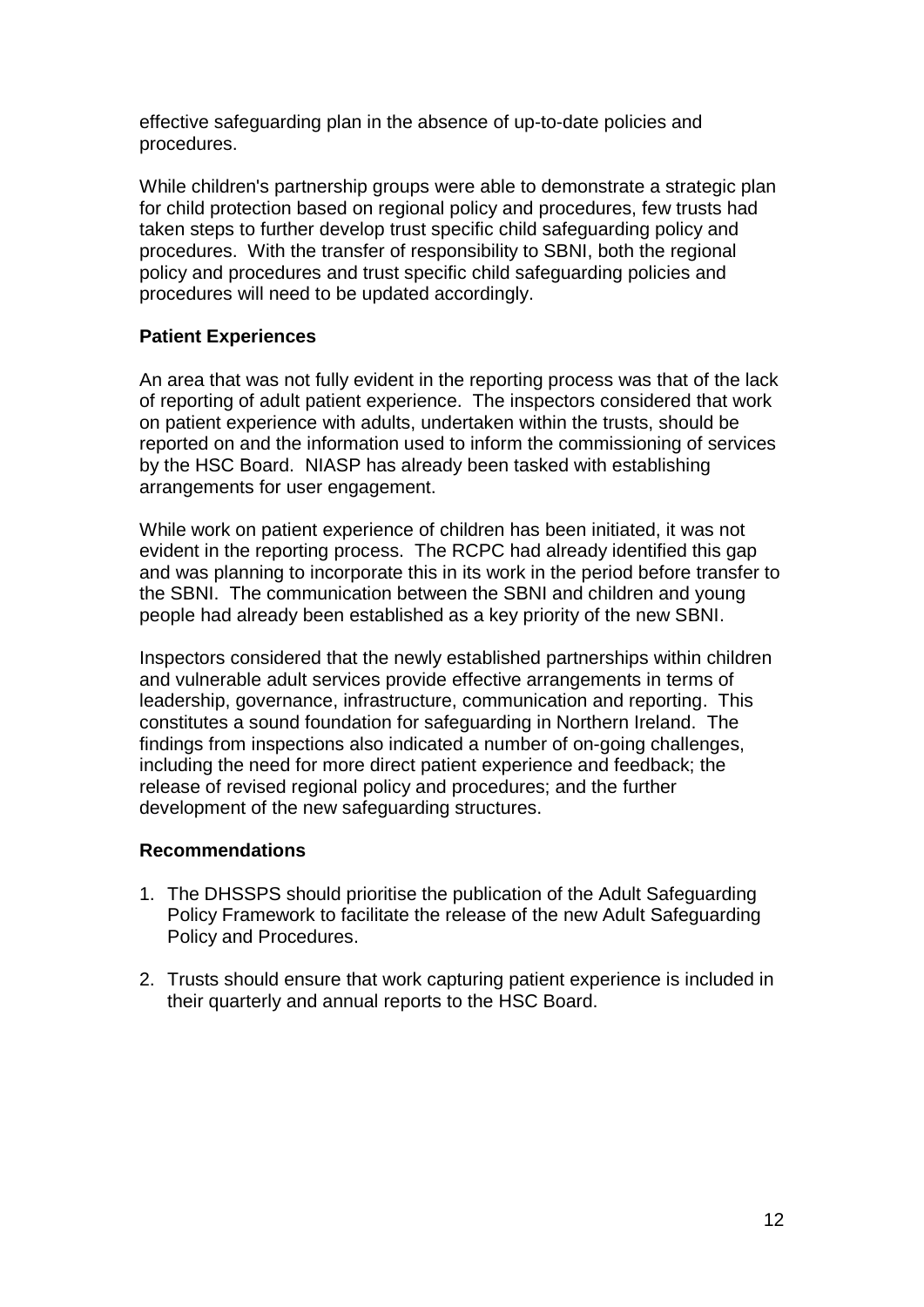effective safeguarding plan in the absence of up-to-date policies and procedures.

While children's partnership groups were able to demonstrate a strategic plan for child protection based on regional policy and procedures, few trusts had taken steps to further develop trust specific child safeguarding policy and procedures. With the transfer of responsibility to SBNI, both the regional policy and procedures and trust specific child safeguarding policies and procedures will need to be updated accordingly.

**Patient Experiences**

An area that was not fully evident in the reporting process was that of the lack of reporting of adult patient experience. The inspectors considered that work on patient experience with adults, undertaken within the trusts, should be reported on and the information used to inform the commissioning of services by the HSC Board. NIASP has already been tasked with establishing arrangements for user engagement.

While work on patient experience of children has been initiated, it was not evident in the reporting process. The RCPC had already identified this gap and was planning to incorporate this in its work in the period before transfer to the SBNI. The communication between the SBNI and children and young people had already been established as a key priority of the new SBNI.

Inspectors considered that the newly established partnerships within children and vulnerable adult services provide effective arrangements in terms of leadership, governance, infrastructure, communication and reporting. This constitutes a sound foundation for safeguarding in Northern Ireland. The findings from inspections also indicated a number of on-going challenges, including the need for more direct patient experience and feedback; the release of revised regional policy and procedures; and the further development of the new safeguarding structures.

**Recommendations**

1. The DHSSPS should prioritise the publication of the Adult Safeguarding Policy Framework to facilitate the release of the new Adult Safeguarding Policy and Procedures.

2. Trusts should ensure that work capturing patient experience is included in their quarterly and annual reports to the HSC Board.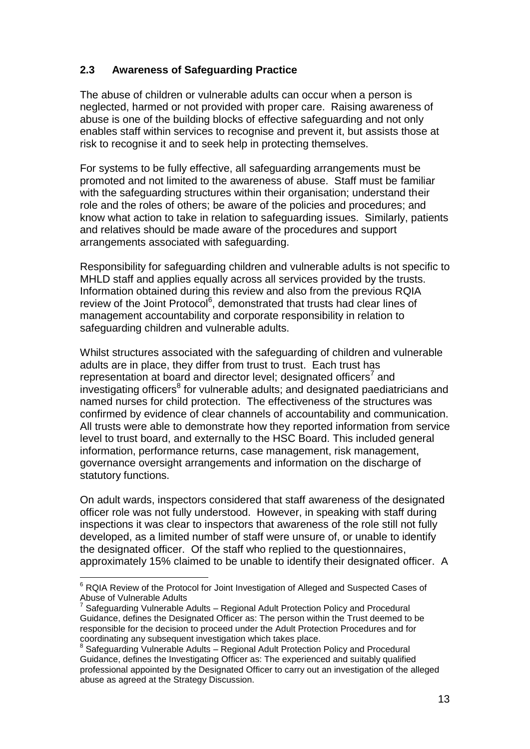### 2.3 Awareness of Safeguarding Practice

The abuse of children or vulnerable adults can occur when a person is neglected, harmed or not provided with proper care. Raising awareness of abuse is one of the building blocks of effective safeguarding and not only enables staff within services to recognise and prevent it, but assists those at risk to recognise it and to seek help in protecting themselves.

For systems to be fully effective, all safeguarding arrangements must be promoted and not limited to the awareness of abuse. Staff must be familiar with the safeguarding structures within their organisation; understand their role and the roles of others; be aware of the policies and procedures; and know what action to take in relation to safeguarding issues. Similarly, patients and relatives should be made aware of the procedures and support arrangements associated with safeguarding.

Responsibility for safeguarding children and vulnerable adults is not specific to MHLD staff and applies equally across all services provided by the trusts. Information obtained during this review and also from the previous RQIA review of the Joint Protocol[6], demonstrated that trusts had clear lines of management accountability and corporate responsibility in relation to safeguarding children and vulnerable adults.

Whilst structures associated with the safeguarding of children and vulnerable adults are in place, they differ from trust to trust. Each trust has representation at board and director level; designated officers[7] and investigating officers[8] for vulnerable adults; and designated paediatricians and named nurses for child protection. The effectiveness of the structures was confirmed by evidence of clear channels of accountability and communication. All trusts were able to demonstrate how they reported information from service level to trust board, and externally to the HSC Board. This included general information, performance returns, case management, risk management, governance oversight arrangements and information on the discharge of statutory functions.

On adult wards, inspectors considered that staff awareness of the designated officer role was not fully understood. However, in speaking with staff during inspections it was clear to inspectors that awareness of the role still not fully developed, as a limited number of staff were unsure of, or unable to identify the designated officer. Of the staff who replied to the questionnaires, approximately 15% claimed to be unable to identify their designated officer. A

---

[6] RQIA Review of the Protocol for Joint Investigation of Alleged and Suspected Cases of Abuse of Vulnerable Adults

[7] Safeguarding Vulnerable Adults – Regional Adult Protection Policy and Procedural Guidance, defines the Designated Officer as: The person within the Trust deemed to be responsible for the decision to proceed under the Adult Protection Procedures and for coordinating any subsequent investigation which takes place.

[8] Safeguarding Vulnerable Adults – Regional Adult Protection Policy and Procedural Guidance, defines the Investigating Officer as: The experienced and suitably qualified professional appointed by the Designated Officer to carry out an investigation of the alleged abuse as agreed at the Strategy Discussion.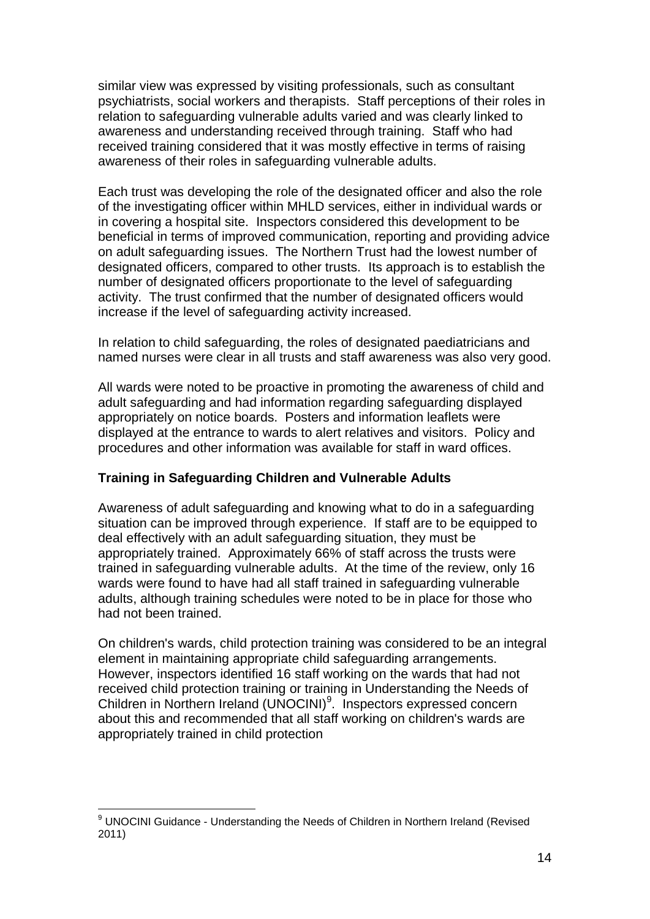similar view was expressed by visiting professionals, such as consultant psychiatrists, social workers and therapists. Staff perceptions of their roles in relation to safeguarding vulnerable adults varied and was clearly linked to awareness and understanding received through training. Staff who had received training considered that it was mostly effective in terms of raising awareness of their roles in safeguarding vulnerable adults.

Each trust was developing the role of the designated officer and also the role of the investigating officer within MHLD services, either in individual wards or in covering a hospital site. Inspectors considered this development to be beneficial in terms of improved communication, reporting and providing advice on adult safeguarding issues. The Northern Trust had the lowest number of designated officers, compared to other trusts. Its approach is to establish the number of designated officers proportionate to the level of safeguarding activity. The trust confirmed that the number of designated officers would increase if the level of safeguarding activity increased.

In relation to child safeguarding, the roles of designated paediatricians and named nurses were clear in all trusts and staff awareness was also very good.

All wards were noted to be proactive in promoting the awareness of child and adult safeguarding and had information regarding safeguarding displayed appropriately on notice boards. Posters and information leaflets were displayed at the entrance to wards to alert relatives and visitors. Policy and procedures and other information was available for staff in ward offices.

**Training in Safeguarding Children and Vulnerable Adults**

Awareness of adult safeguarding and knowing what to do in a safeguarding situation can be improved through experience. If staff are to be equipped to deal effectively with an adult safeguarding situation, they must be appropriately trained. Approximately 66% of staff across the trusts were trained in safeguarding vulnerable adults. At the time of the review, only 16 wards were found to have had all staff trained in safeguarding vulnerable adults, although training schedules were noted to be in place for those who had not been trained.

On children's wards, child protection training was considered to be an integral element in maintaining appropriate child safeguarding arrangements. However, inspectors identified 16 staff working on the wards that had not received child protection training or training in Understanding the Needs of Children in Northern Ireland (UNOCINI)[9]. Inspectors expressed concern about this and recommended that all staff working on children's wards are appropriately trained in child protection

[9] UNOCINI Guidance - Understanding the Needs of Children in Northern Ireland (Revised 2011)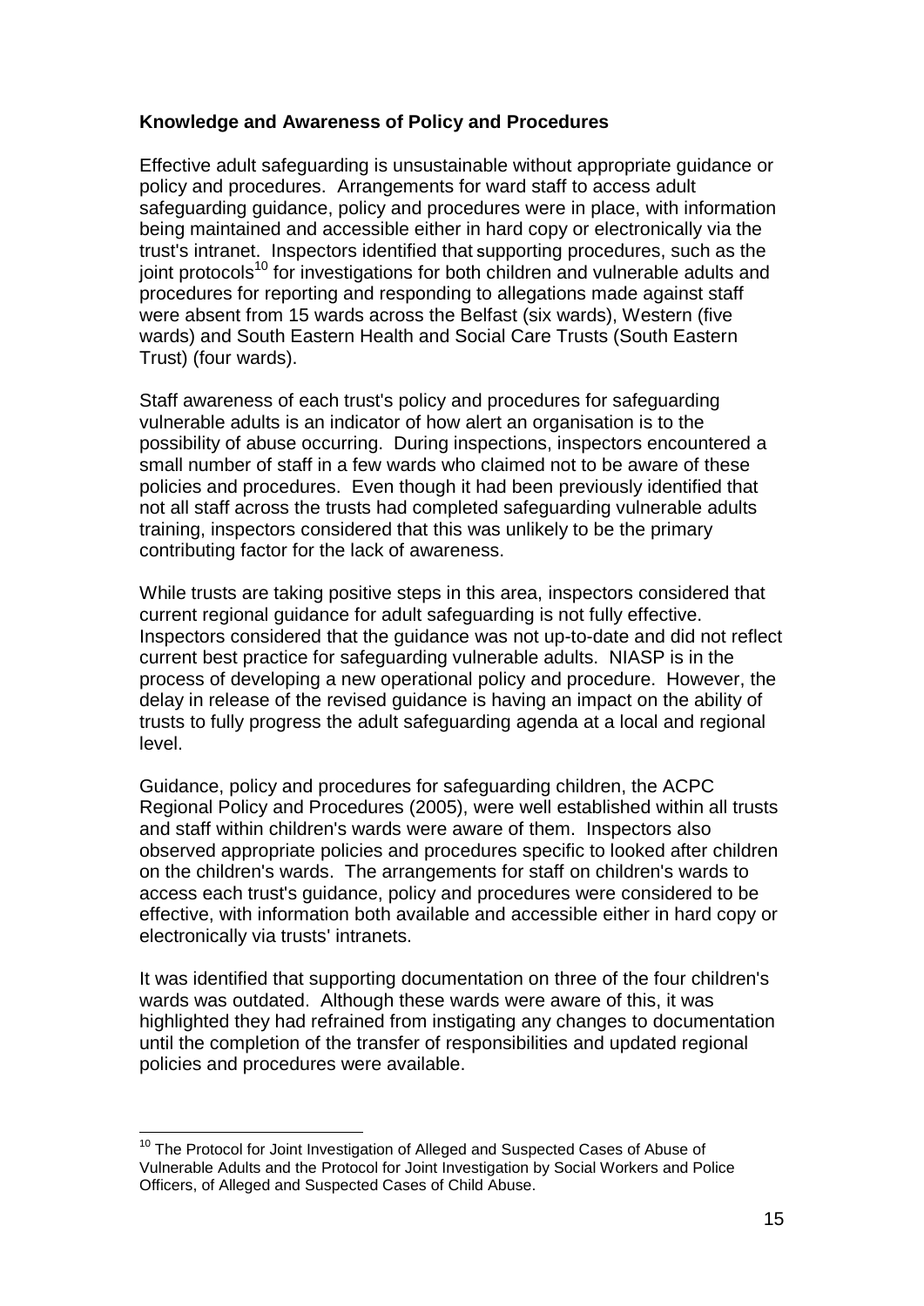**Knowledge and Awareness of Policy and Procedures**

Effective adult safeguarding is unsustainable without appropriate guidance or policy and procedures. Arrangements for ward staff to access adult safeguarding guidance, policy and procedures were in place, with information being maintained and accessible either in hard copy or electronically via the trust's intranet. Inspectors identified that supporting procedures, such as the joint protocols[10] for investigations for both children and vulnerable adults and procedures for reporting and responding to allegations made against staff were absent from 15 wards across the Belfast (six wards), Western (five wards) and South Eastern Health and Social Care Trusts (South Eastern Trust) (four wards).

Staff awareness of each trust's policy and procedures for safeguarding vulnerable adults is an indicator of how alert an organisation is to the possibility of abuse occurring. During inspections, inspectors encountered a small number of staff in a few wards who claimed not to be aware of these policies and procedures. Even though it had been previously identified that not all staff across the trusts had completed safeguarding vulnerable adults training, inspectors considered that this was unlikely to be the primary contributing factor for the lack of awareness.

While trusts are taking positive steps in this area, inspectors considered that current regional guidance for adult safeguarding is not fully effective. Inspectors considered that the guidance was not up-to-date and did not reflect current best practice for safeguarding vulnerable adults. NIASP is in the process of developing a new operational policy and procedure. However, the delay in release of the revised guidance is having an impact on the ability of trusts to fully progress the adult safeguarding agenda at a local and regional level.

Guidance, policy and procedures for safeguarding children, the ACPC Regional Policy and Procedures (2005), were well established within all trusts and staff within children's wards were aware of them. Inspectors also observed appropriate policies and procedures specific to looked after children on the children's wards. The arrangements for staff on children's wards to access each trust's guidance, policy and procedures were considered to be effective, with information both available and accessible either in hard copy or electronically via trusts' intranets.

It was identified that supporting documentation on three of the four children's wards was outdated. Although these wards were aware of this, it was highlighted they had refrained from instigating any changes to documentation until the completion of the transfer of responsibilities and updated regional policies and procedures were available.

---

[10] The Protocol for Joint Investigation of Alleged and Suspected Cases of Abuse of Vulnerable Adults and the Protocol for Joint Investigation by Social Workers and Police Officers, of Alleged and Suspected Cases of Child Abuse.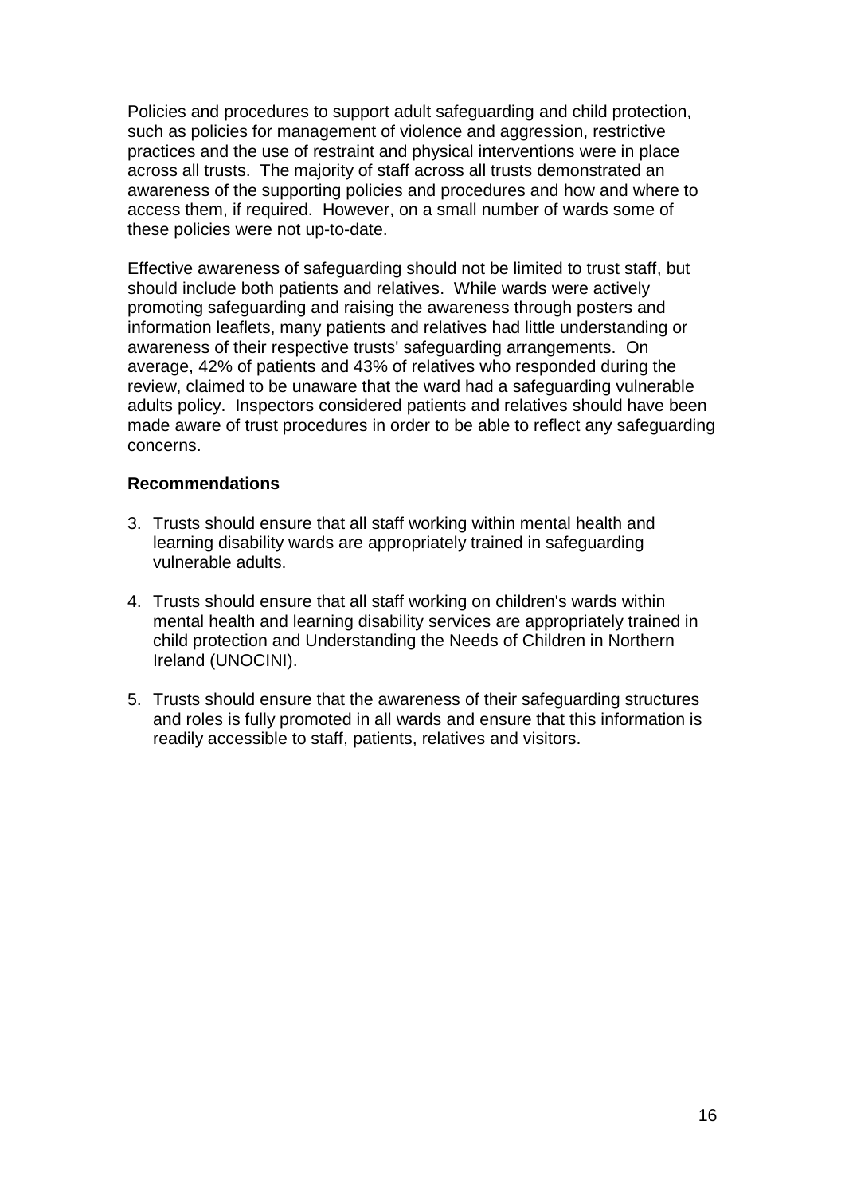Policies and procedures to support adult safeguarding and child protection, such as policies for management of violence and aggression, restrictive practices and the use of restraint and physical interventions were in place across all trusts. The majority of staff across all trusts demonstrated an awareness of the supporting policies and procedures and how and where to access them, if required. However, on a small number of wards some of these policies were not up-to-date.

Effective awareness of safeguarding should not be limited to trust staff, but should include both patients and relatives. While wards were actively promoting safeguarding and raising the awareness through posters and information leaflets, many patients and relatives had little understanding or awareness of their respective trusts' safeguarding arrangements. On average, 42% of patients and 43% of relatives who responded during the review, claimed to be unaware that the ward had a safeguarding vulnerable adults policy. Inspectors considered patients and relatives should have been made aware of trust procedures in order to be able to reflect any safeguarding concerns.

**Recommendations**

3. Trusts should ensure that all staff working within mental health and learning disability wards are appropriately trained in safeguarding vulnerable adults.

4. Trusts should ensure that all staff working on children's wards within mental health and learning disability services are appropriately trained in child protection and Understanding the Needs of Children in Northern Ireland (UNOCINI).

5. Trusts should ensure that the awareness of their safeguarding structures and roles is fully promoted in all wards and ensure that this information is readily accessible to staff, patients, relatives and visitors.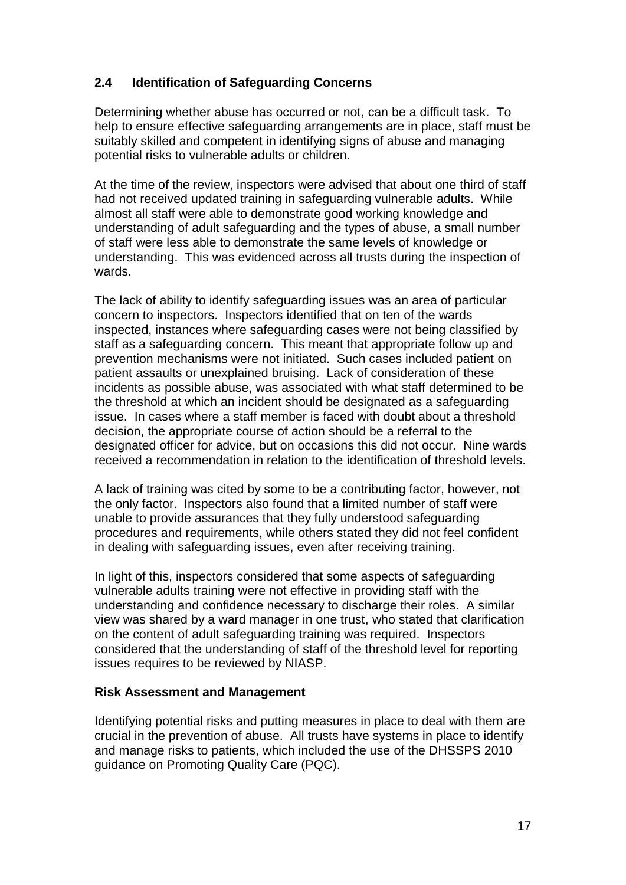## 2.4 Identification of Safeguarding Concerns

Determining whether abuse has occurred or not, can be a difficult task. To help to ensure effective safeguarding arrangements are in place, staff must be suitably skilled and competent in identifying signs of abuse and managing potential risks to vulnerable adults or children.

At the time of the review, inspectors were advised that about one third of staff had not received updated training in safeguarding vulnerable adults. While almost all staff were able to demonstrate good working knowledge and understanding of adult safeguarding and the types of abuse, a small number of staff were less able to demonstrate the same levels of knowledge or understanding. This was evidenced across all trusts during the inspection of wards.

The lack of ability to identify safeguarding issues was an area of particular concern to inspectors. Inspectors identified that on ten of the wards inspected, instances where safeguarding cases were not being classified by staff as a safeguarding concern. This meant that appropriate follow up and prevention mechanisms were not initiated. Such cases included patient on patient assaults or unexplained bruising. Lack of consideration of these incidents as possible abuse, was associated with what staff determined to be the threshold at which an incident should be designated as a safeguarding issue. In cases where a staff member is faced with doubt about a threshold decision, the appropriate course of action should be a referral to the designated officer for advice, but on occasions this did not occur. Nine wards received a recommendation in relation to the identification of threshold levels.

A lack of training was cited by some to be a contributing factor, however, not the only factor. Inspectors also found that a limited number of staff were unable to provide assurances that they fully understood safeguarding procedures and requirements, while others stated they did not feel confident in dealing with safeguarding issues, even after receiving training.

In light of this, inspectors considered that some aspects of safeguarding vulnerable adults training were not effective in providing staff with the understanding and confidence necessary to discharge their roles. A similar view was shared by a ward manager in one trust, who stated that clarification on the content of adult safeguarding training was required. Inspectors considered that the understanding of staff of the threshold level for reporting issues requires to be reviewed by NIASP.

### Risk Assessment and Management

Identifying potential risks and putting measures in place to deal with them are crucial in the prevention of abuse. All trusts have systems in place to identify and manage risks to patients, which included the use of the DHSSPS 2010 guidance on Promoting Quality Care (PQC).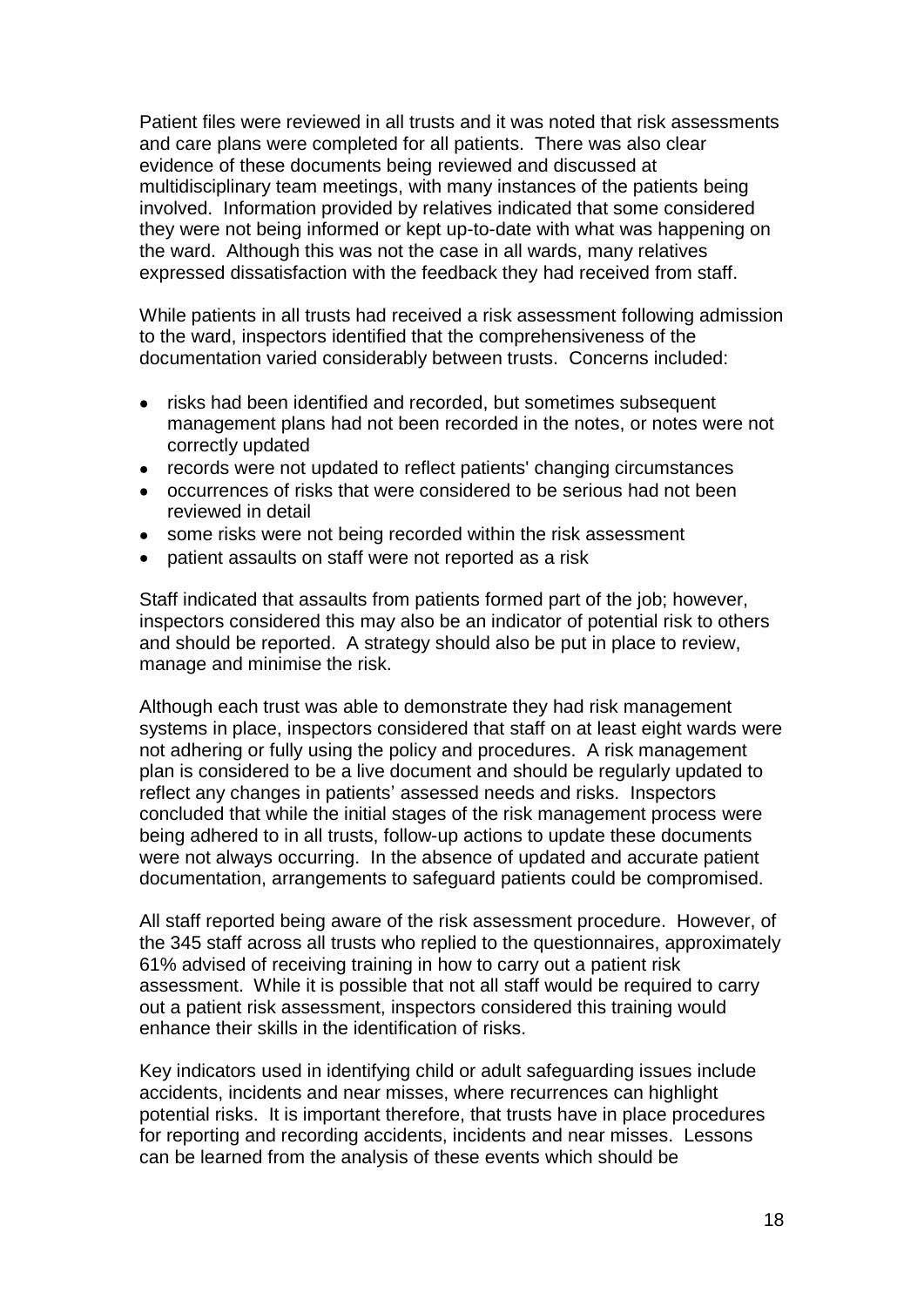Patient files were reviewed in all trusts and it was noted that risk assessments and care plans were completed for all patients. There was also clear evidence of these documents being reviewed and discussed at multidisciplinary team meetings, with many instances of the patients being involved. Information provided by relatives indicated that some considered they were not being informed or kept up-to-date with what was happening on the ward. Although this was not the case in all wards, many relatives expressed dissatisfaction with the feedback they had received from staff.

While patients in all trusts had received a risk assessment following admission to the ward, inspectors identified that the comprehensiveness of the documentation varied considerably between trusts. Concerns included:

- risks had been identified and recorded, but sometimes subsequent management plans had not been recorded in the notes, or notes were not correctly updated
- records were not updated to reflect patients' changing circumstances
- occurrences of risks that were considered to be serious had not been reviewed in detail
- some risks were not being recorded within the risk assessment
- patient assaults on staff were not reported as a risk

Staff indicated that assaults from patients formed part of the job; however, inspectors considered this may also be an indicator of potential risk to others and should be reported. A strategy should also be put in place to review, manage and minimise the risk.

Although each trust was able to demonstrate they had risk management systems in place, inspectors considered that staff on at least eight wards were not adhering or fully using the policy and procedures. A risk management plan is considered to be a live document and should be regularly updated to reflect any changes in patients' assessed needs and risks. Inspectors concluded that while the initial stages of the risk management process were being adhered to in all trusts, follow-up actions to update these documents were not always occurring. In the absence of updated and accurate patient documentation, arrangements to safeguard patients could be compromised.

All staff reported being aware of the risk assessment procedure. However, of the 345 staff across all trusts who replied to the questionnaires, approximately 61% advised of receiving training in how to carry out a patient risk assessment. While it is possible that not all staff would be required to carry out a patient risk assessment, inspectors considered this training would enhance their skills in the identification of risks.

Key indicators used in identifying child or adult safeguarding issues include accidents, incidents and near misses, where recurrences can highlight potential risks. It is important therefore, that trusts have in place procedures for reporting and recording accidents, incidents and near misses. Lessons can be learned from the analysis of these events which should be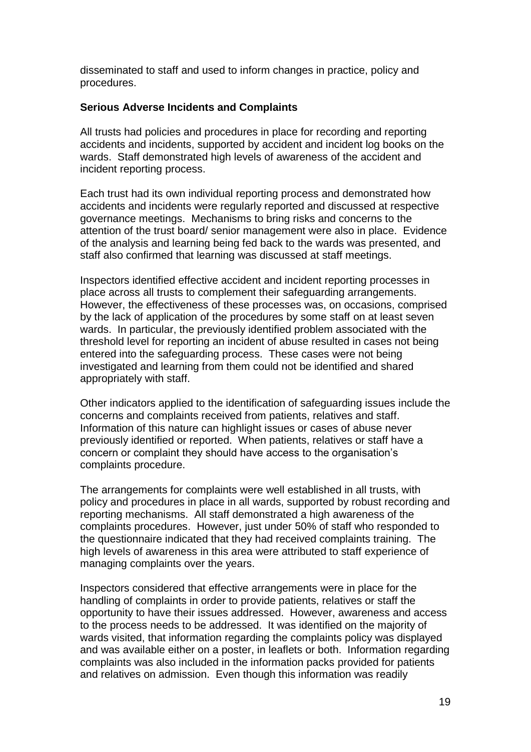disseminated to staff and used to inform changes in practice, policy and procedures.

**Serious Adverse Incidents and Complaints**

All trusts had policies and procedures in place for recording and reporting accidents and incidents, supported by accident and incident log books on the wards. Staff demonstrated high levels of awareness of the accident and incident reporting process.

Each trust had its own individual reporting process and demonstrated how accidents and incidents were regularly reported and discussed at respective governance meetings. Mechanisms to bring risks and concerns to the attention of the trust board/ senior management were also in place. Evidence of the analysis and learning being fed back to the wards was presented, and staff also confirmed that learning was discussed at staff meetings.

Inspectors identified effective accident and incident reporting processes in place across all trusts to complement their safeguarding arrangements. However, the effectiveness of these processes was, on occasions, comprised by the lack of application of the procedures by some staff on at least seven wards. In particular, the previously identified problem associated with the threshold level for reporting an incident of abuse resulted in cases not being entered into the safeguarding process. These cases were not being investigated and learning from them could not be identified and shared appropriately with staff.

Other indicators applied to the identification of safeguarding issues include the concerns and complaints received from patients, relatives and staff. Information of this nature can highlight issues or cases of abuse never previously identified or reported. When patients, relatives or staff have a concern or complaint they should have access to the organisation's complaints procedure.

The arrangements for complaints were well established in all trusts, with policy and procedures in place in all wards, supported by robust recording and reporting mechanisms. All staff demonstrated a high awareness of the complaints procedures. However, just under 50% of staff who responded to the questionnaire indicated that they had received complaints training. The high levels of awareness in this area were attributed to staff experience of managing complaints over the years.

Inspectors considered that effective arrangements were in place for the handling of complaints in order to provide patients, relatives or staff the opportunity to have their issues addressed. However, awareness and access to the process needs to be addressed. It was identified on the majority of wards visited, that information regarding the complaints policy was displayed and was available either on a poster, in leaflets or both. Information regarding complaints was also included in the information packs provided for patients and relatives on admission. Even though this information was readily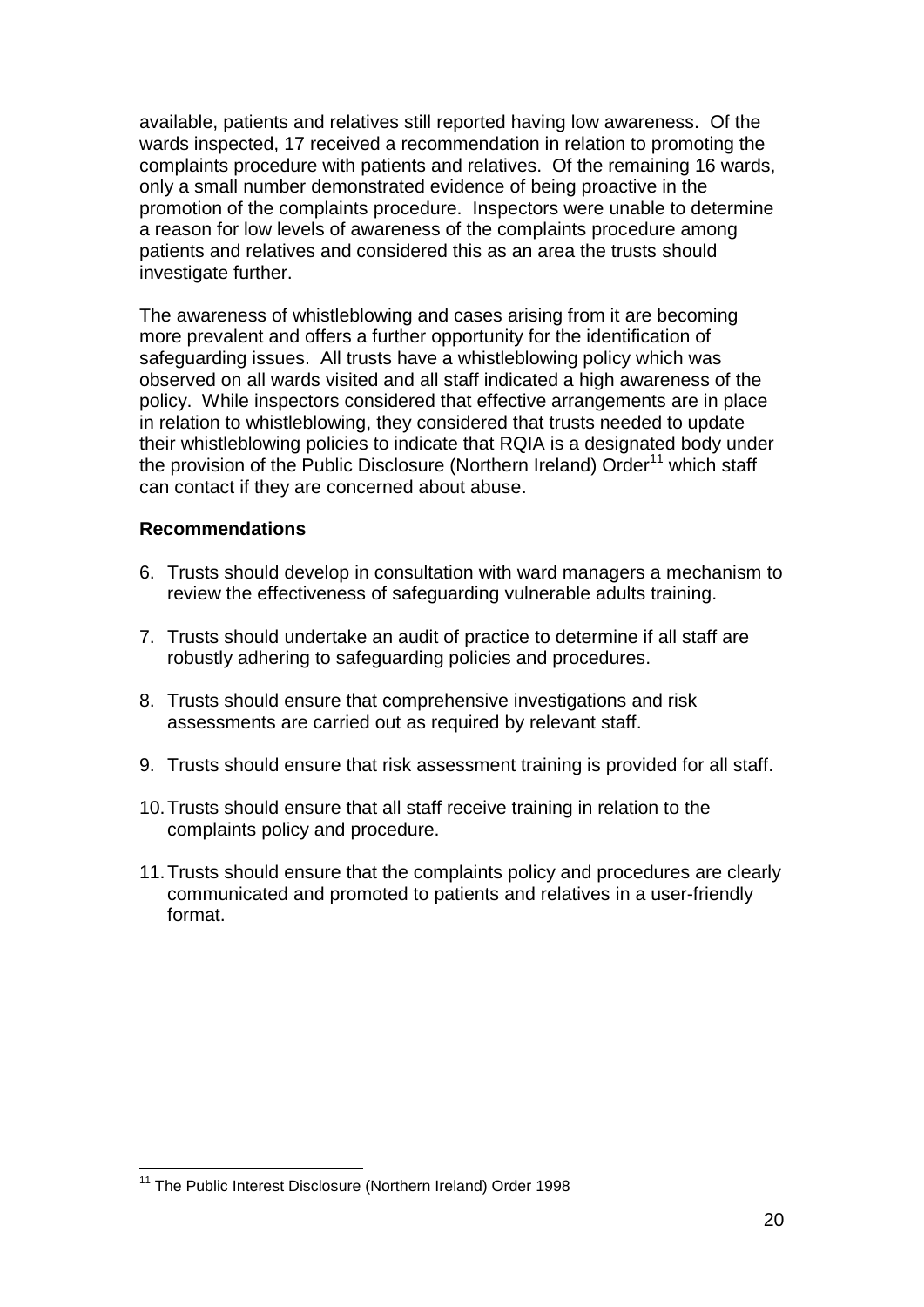available, patients and relatives still reported having low awareness. Of the wards inspected, 17 received a recommendation in relation to promoting the complaints procedure with patients and relatives. Of the remaining 16 wards, only a small number demonstrated evidence of being proactive in the promotion of the complaints procedure. Inspectors were unable to determine a reason for low levels of awareness of the complaints procedure among patients and relatives and considered this as an area the trusts should investigate further.

The awareness of whistleblowing and cases arising from it are becoming more prevalent and offers a further opportunity for the identification of safeguarding issues. All trusts have a whistleblowing policy which was observed on all wards visited and all staff indicated a high awareness of the policy. While inspectors considered that effective arrangements are in place in relation to whistleblowing, they considered that trusts needed to update their whistleblowing policies to indicate that RQIA is a designated body under the provision of the Public Disclosure (Northern Ireland) Order[11] which staff can contact if they are concerned about abuse.

**Recommendations**

6. Trusts should develop in consultation with ward managers a mechanism to review the effectiveness of safeguarding vulnerable adults training.
7. Trusts should undertake an audit of practice to determine if all staff are robustly adhering to safeguarding policies and procedures.
8. Trusts should ensure that comprehensive investigations and risk assessments are carried out as required by relevant staff.
9. Trusts should ensure that risk assessment training is provided for all staff.
10. Trusts should ensure that all staff receive training in relation to the complaints policy and procedure.
11. Trusts should ensure that the complaints policy and procedures are clearly communicated and promoted to patients and relatives in a user-friendly format.

---

[11] The Public Interest Disclosure (Northern Ireland) Order 1998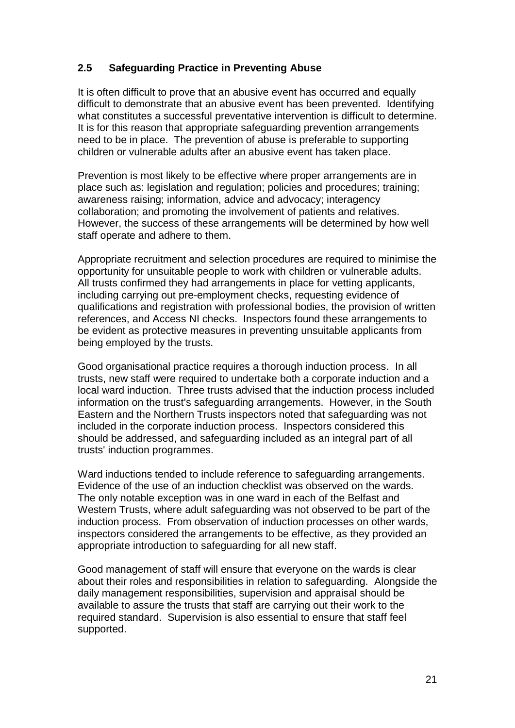## 2.5 Safeguarding Practice in Preventing Abuse

It is often difficult to prove that an abusive event has occurred and equally difficult to demonstrate that an abusive event has been prevented. Identifying what constitutes a successful preventative intervention is difficult to determine. It is for this reason that appropriate safeguarding prevention arrangements need to be in place. The prevention of abuse is preferable to supporting children or vulnerable adults after an abusive event has taken place.

Prevention is most likely to be effective where proper arrangements are in place such as: legislation and regulation; policies and procedures; training; awareness raising; information, advice and advocacy; interagency collaboration; and promoting the involvement of patients and relatives. However, the success of these arrangements will be determined by how well staff operate and adhere to them.

Appropriate recruitment and selection procedures are required to minimise the opportunity for unsuitable people to work with children or vulnerable adults. All trusts confirmed they had arrangements in place for vetting applicants, including carrying out pre-employment checks, requesting evidence of qualifications and registration with professional bodies, the provision of written references, and Access NI checks. Inspectors found these arrangements to be evident as protective measures in preventing unsuitable applicants from being employed by the trusts.

Good organisational practice requires a thorough induction process. In all trusts, new staff were required to undertake both a corporate induction and a local ward induction. Three trusts advised that the induction process included information on the trust's safeguarding arrangements. However, in the South Eastern and the Northern Trusts inspectors noted that safeguarding was not included in the corporate induction process. Inspectors considered this should be addressed, and safeguarding included as an integral part of all trusts' induction programmes.

Ward inductions tended to include reference to safeguarding arrangements. Evidence of the use of an induction checklist was observed on the wards. The only notable exception was in one ward in each of the Belfast and Western Trusts, where adult safeguarding was not observed to be part of the induction process. From observation of induction processes on other wards, inspectors considered the arrangements to be effective, as they provided an appropriate introduction to safeguarding for all new staff.

Good management of staff will ensure that everyone on the wards is clear about their roles and responsibilities in relation to safeguarding. Alongside the daily management responsibilities, supervision and appraisal should be available to assure the trusts that staff are carrying out their work to the required standard. Supervision is also essential to ensure that staff feel supported.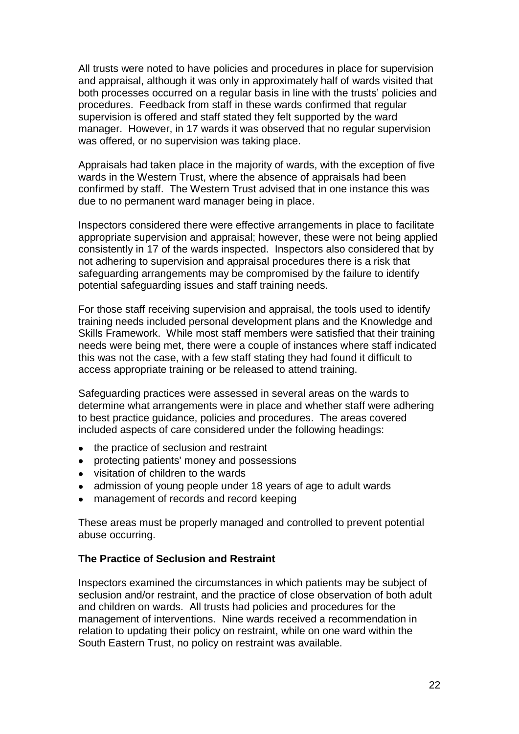All trusts were noted to have policies and procedures in place for supervision and appraisal, although it was only in approximately half of wards visited that both processes occurred on a regular basis in line with the trusts' policies and procedures. Feedback from staff in these wards confirmed that regular supervision is offered and staff stated they felt supported by the ward manager. However, in 17 wards it was observed that no regular supervision was offered, or no supervision was taking place.

Appraisals had taken place in the majority of wards, with the exception of five wards in the Western Trust, where the absence of appraisals had been confirmed by staff. The Western Trust advised that in one instance this was due to no permanent ward manager being in place.

Inspectors considered there were effective arrangements in place to facilitate appropriate supervision and appraisal; however, these were not being applied consistently in 17 of the wards inspected. Inspectors also considered that by not adhering to supervision and appraisal procedures there is a risk that safeguarding arrangements may be compromised by the failure to identify potential safeguarding issues and staff training needs.

For those staff receiving supervision and appraisal, the tools used to identify training needs included personal development plans and the Knowledge and Skills Framework. While most staff members were satisfied that their training needs were being met, there were a couple of instances where staff indicated this was not the case, with a few staff stating they had found it difficult to access appropriate training or be released to attend training.

Safeguarding practices were assessed in several areas on the wards to determine what arrangements were in place and whether staff were adhering to best practice guidance, policies and procedures. The areas covered included aspects of care considered under the following headings:

- the practice of seclusion and restraint
- protecting patients' money and possessions
- visitation of children to the wards
- admission of young people under 18 years of age to adult wards
- management of records and record keeping

These areas must be properly managed and controlled to prevent potential abuse occurring.

**The Practice of Seclusion and Restraint**

Inspectors examined the circumstances in which patients may be subject of seclusion and/or restraint, and the practice of close observation of both adult and children on wards. All trusts had policies and procedures for the management of interventions. Nine wards received a recommendation in relation to updating their policy on restraint, while on one ward within the South Eastern Trust, no policy on restraint was available.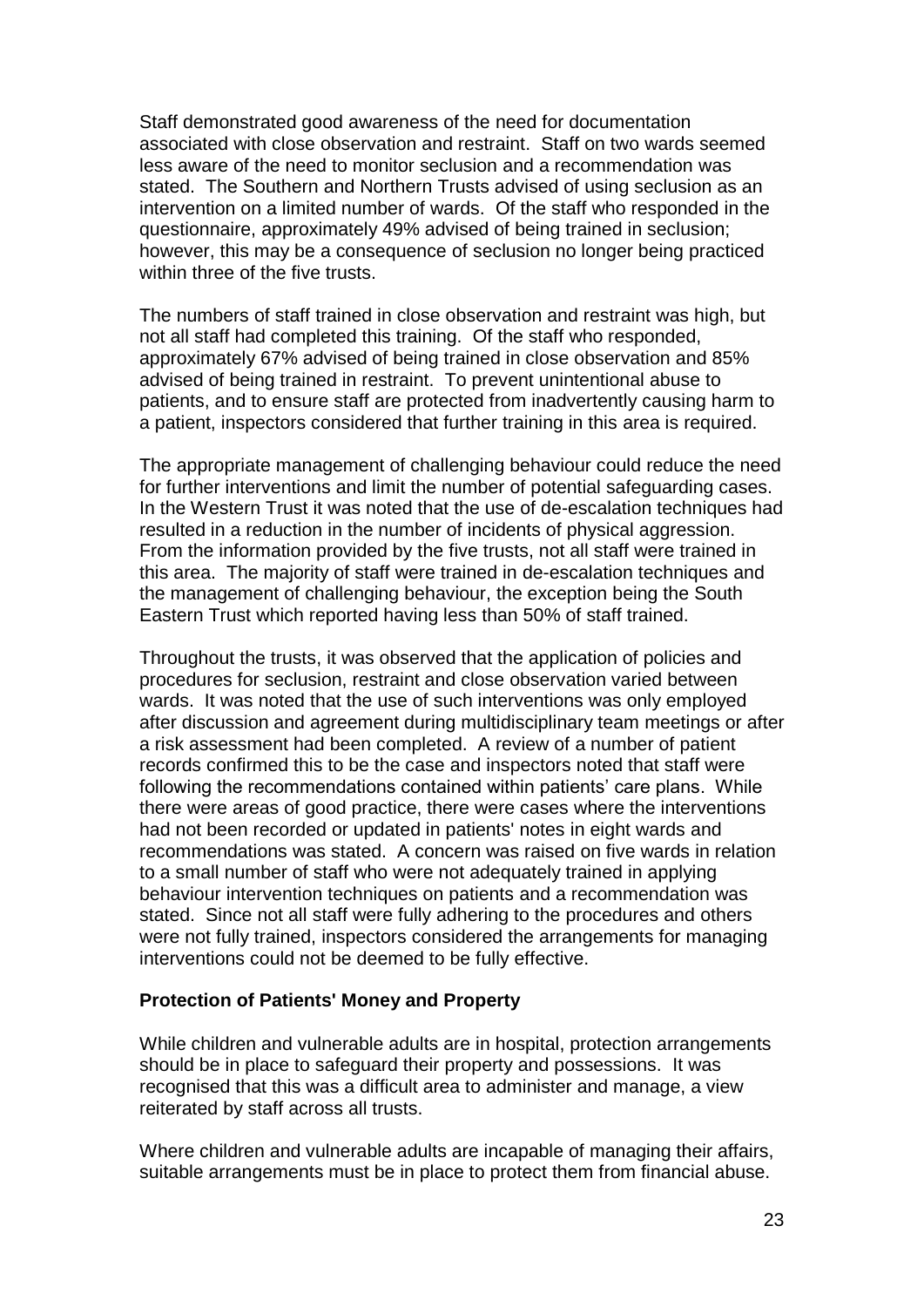Staff demonstrated good awareness of the need for documentation associated with close observation and restraint. Staff on two wards seemed less aware of the need to monitor seclusion and a recommendation was stated. The Southern and Northern Trusts advised of using seclusion as an intervention on a limited number of wards. Of the staff who responded in the questionnaire, approximately 49% advised of being trained in seclusion; however, this may be a consequence of seclusion no longer being practiced within three of the five trusts.

The numbers of staff trained in close observation and restraint was high, but not all staff had completed this training. Of the staff who responded, approximately 67% advised of being trained in close observation and 85% advised of being trained in restraint. To prevent unintentional abuse to patients, and to ensure staff are protected from inadvertently causing harm to a patient, inspectors considered that further training in this area is required.

The appropriate management of challenging behaviour could reduce the need for further interventions and limit the number of potential safeguarding cases. In the Western Trust it was noted that the use of de-escalation techniques had resulted in a reduction in the number of incidents of physical aggression. From the information provided by the five trusts, not all staff were trained in this area. The majority of staff were trained in de-escalation techniques and the management of challenging behaviour, the exception being the South Eastern Trust which reported having less than 50% of staff trained.

Throughout the trusts, it was observed that the application of policies and procedures for seclusion, restraint and close observation varied between wards. It was noted that the use of such interventions was only employed after discussion and agreement during multidisciplinary team meetings or after a risk assessment had been completed. A review of a number of patient records confirmed this to be the case and inspectors noted that staff were following the recommendations contained within patients' care plans. While there were areas of good practice, there were cases where the interventions had not been recorded or updated in patients' notes in eight wards and recommendations was stated. A concern was raised on five wards in relation to a small number of staff who were not adequately trained in applying behaviour intervention techniques on patients and a recommendation was stated. Since not all staff were fully adhering to the procedures and others were not fully trained, inspectors considered the arrangements for managing interventions could not be deemed to be fully effective.

**Protection of Patients' Money and Property**

While children and vulnerable adults are in hospital, protection arrangements should be in place to safeguard their property and possessions. It was recognised that this was a difficult area to administer and manage, a view reiterated by staff across all trusts.

Where children and vulnerable adults are incapable of managing their affairs, suitable arrangements must be in place to protect them from financial abuse.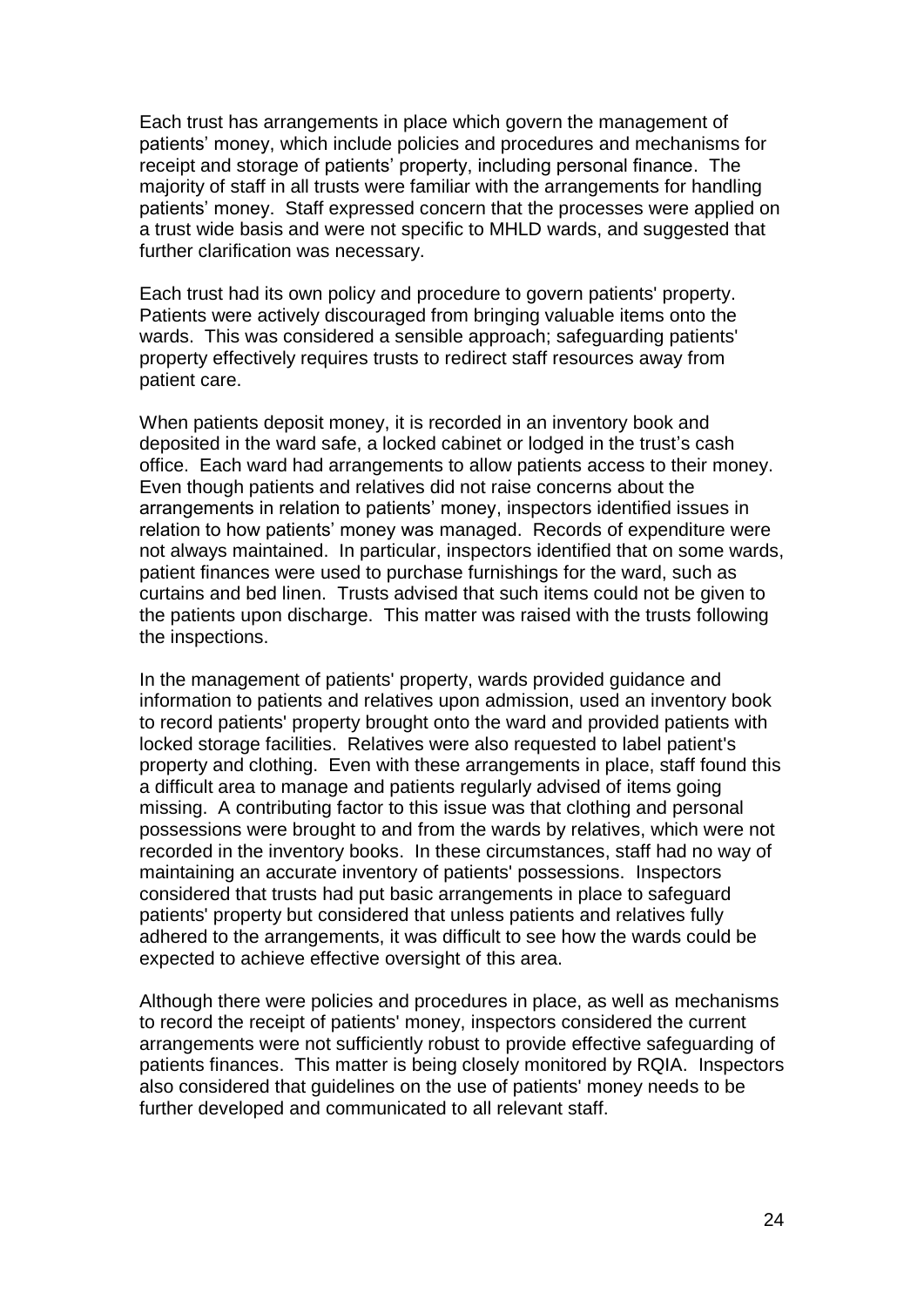Each trust has arrangements in place which govern the management of patients' money, which include policies and procedures and mechanisms for receipt and storage of patients' property, including personal finance. The majority of staff in all trusts were familiar with the arrangements for handling patients' money. Staff expressed concern that the processes were applied on a trust wide basis and were not specific to MHLD wards, and suggested that further clarification was necessary.

Each trust had its own policy and procedure to govern patients' property. Patients were actively discouraged from bringing valuable items onto the wards. This was considered a sensible approach; safeguarding patients' property effectively requires trusts to redirect staff resources away from patient care.

When patients deposit money, it is recorded in an inventory book and deposited in the ward safe, a locked cabinet or lodged in the trust's cash office. Each ward had arrangements to allow patients access to their money. Even though patients and relatives did not raise concerns about the arrangements in relation to patients' money, inspectors identified issues in relation to how patients' money was managed. Records of expenditure were not always maintained. In particular, inspectors identified that on some wards, patient finances were used to purchase furnishings for the ward, such as curtains and bed linen. Trusts advised that such items could not be given to the patients upon discharge. This matter was raised with the trusts following the inspections.

In the management of patients' property, wards provided guidance and information to patients and relatives upon admission, used an inventory book to record patients' property brought onto the ward and provided patients with locked storage facilities. Relatives were also requested to label patient's property and clothing. Even with these arrangements in place, staff found this a difficult area to manage and patients regularly advised of items going missing. A contributing factor to this issue was that clothing and personal possessions were brought to and from the wards by relatives, which were not recorded in the inventory books. In these circumstances, staff had no way of maintaining an accurate inventory of patients' possessions. Inspectors considered that trusts had put basic arrangements in place to safeguard patients' property but considered that unless patients and relatives fully adhered to the arrangements, it was difficult to see how the wards could be expected to achieve effective oversight of this area.

Although there were policies and procedures in place, as well as mechanisms to record the receipt of patients' money, inspectors considered the current arrangements were not sufficiently robust to provide effective safeguarding of patients finances. This matter is being closely monitored by RQIA. Inspectors also considered that guidelines on the use of patients' money needs to be further developed and communicated to all relevant staff.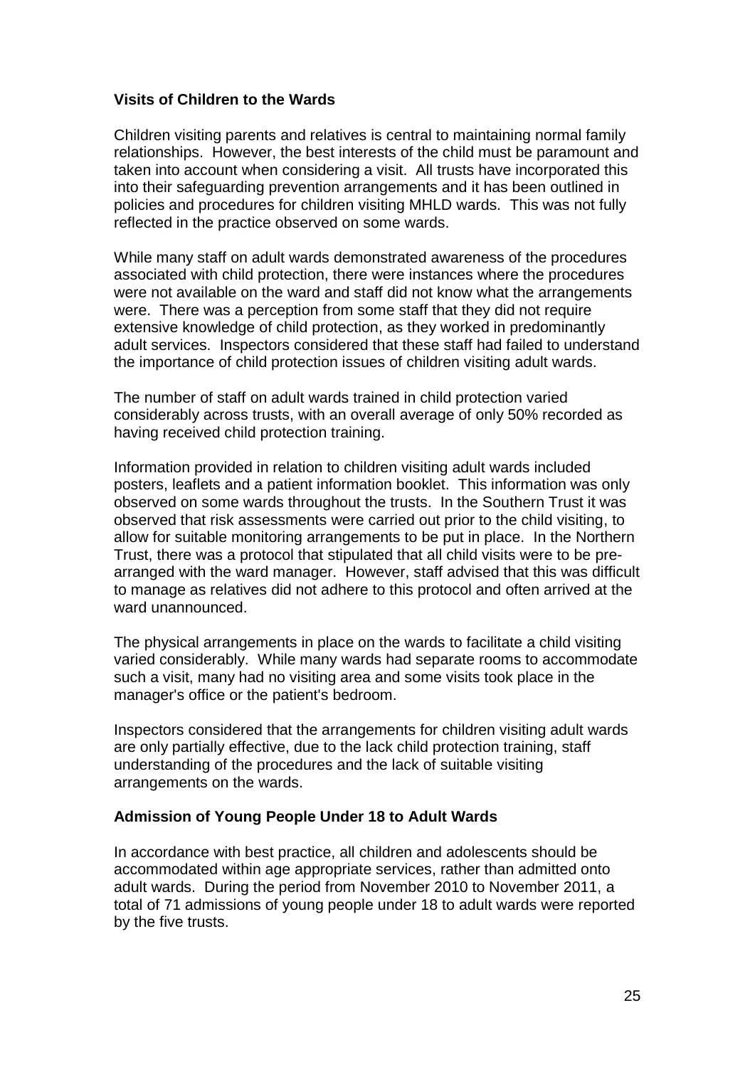### Visits of Children to the Wards

Children visiting parents and relatives is central to maintaining normal family relationships. However, the best interests of the child must be paramount and taken into account when considering a visit. All trusts have incorporated this into their safeguarding prevention arrangements and it has been outlined in policies and procedures for children visiting MHLD wards. This was not fully reflected in the practice observed on some wards.

While many staff on adult wards demonstrated awareness of the procedures associated with child protection, there were instances where the procedures were not available on the ward and staff did not know what the arrangements were. There was a perception from some staff that they did not require extensive knowledge of child protection, as they worked in predominantly adult services. Inspectors considered that these staff had failed to understand the importance of child protection issues of children visiting adult wards.

The number of staff on adult wards trained in child protection varied considerably across trusts, with an overall average of only 50% recorded as having received child protection training.

Information provided in relation to children visiting adult wards included posters, leaflets and a patient information booklet. This information was only observed on some wards throughout the trusts. In the Southern Trust it was observed that risk assessments were carried out prior to the child visiting, to allow for suitable monitoring arrangements to be put in place. In the Northern Trust, there was a protocol that stipulated that all child visits were to be pre-arranged with the ward manager. However, staff advised that this was difficult to manage as relatives did not adhere to this protocol and often arrived at the ward unannounced.

The physical arrangements in place on the wards to facilitate a child visiting varied considerably. While many wards had separate rooms to accommodate such a visit, many had no visiting area and some visits took place in the manager's office or the patient's bedroom.

Inspectors considered that the arrangements for children visiting adult wards are only partially effective, due to the lack child protection training, staff understanding of the procedures and the lack of suitable visiting arrangements on the wards.

### Admission of Young People Under 18 to Adult Wards

In accordance with best practice, all children and adolescents should be accommodated within age appropriate services, rather than admitted onto adult wards. During the period from November 2010 to November 2011, a total of 71 admissions of young people under 18 to adult wards were reported by the five trusts.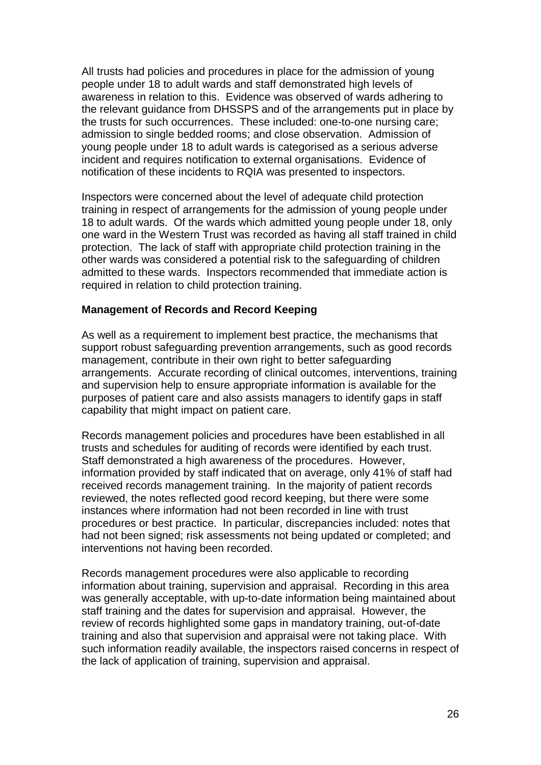All trusts had policies and procedures in place for the admission of young people under 18 to adult wards and staff demonstrated high levels of awareness in relation to this. Evidence was observed of wards adhering to the relevant guidance from DHSSPS and of the arrangements put in place by the trusts for such occurrences. These included: one-to-one nursing care; admission to single bedded rooms; and close observation. Admission of young people under 18 to adult wards is categorised as a serious adverse incident and requires notification to external organisations. Evidence of notification of these incidents to RQIA was presented to inspectors.

Inspectors were concerned about the level of adequate child protection training in respect of arrangements for the admission of young people under 18 to adult wards. Of the wards which admitted young people under 18, only one ward in the Western Trust was recorded as having all staff trained in child protection. The lack of staff with appropriate child protection training in the other wards was considered a potential risk to the safeguarding of children admitted to these wards. Inspectors recommended that immediate action is required in relation to child protection training.

**Management of Records and Record Keeping**

As well as a requirement to implement best practice, the mechanisms that support robust safeguarding prevention arrangements, such as good records management, contribute in their own right to better safeguarding arrangements. Accurate recording of clinical outcomes, interventions, training and supervision help to ensure appropriate information is available for the purposes of patient care and also assists managers to identify gaps in staff capability that might impact on patient care.

Records management policies and procedures have been established in all trusts and schedules for auditing of records were identified by each trust. Staff demonstrated a high awareness of the procedures. However, information provided by staff indicated that on average, only 41% of staff had received records management training. In the majority of patient records reviewed, the notes reflected good record keeping, but there were some instances where information had not been recorded in line with trust procedures or best practice. In particular, discrepancies included: notes that had not been signed; risk assessments not being updated or completed; and interventions not having been recorded.

Records management procedures were also applicable to recording information about training, supervision and appraisal. Recording in this area was generally acceptable, with up-to-date information being maintained about staff training and the dates for supervision and appraisal. However, the review of records highlighted some gaps in mandatory training, out-of-date training and also that supervision and appraisal were not taking place. With such information readily available, the inspectors raised concerns in respect of the lack of application of training, supervision and appraisal.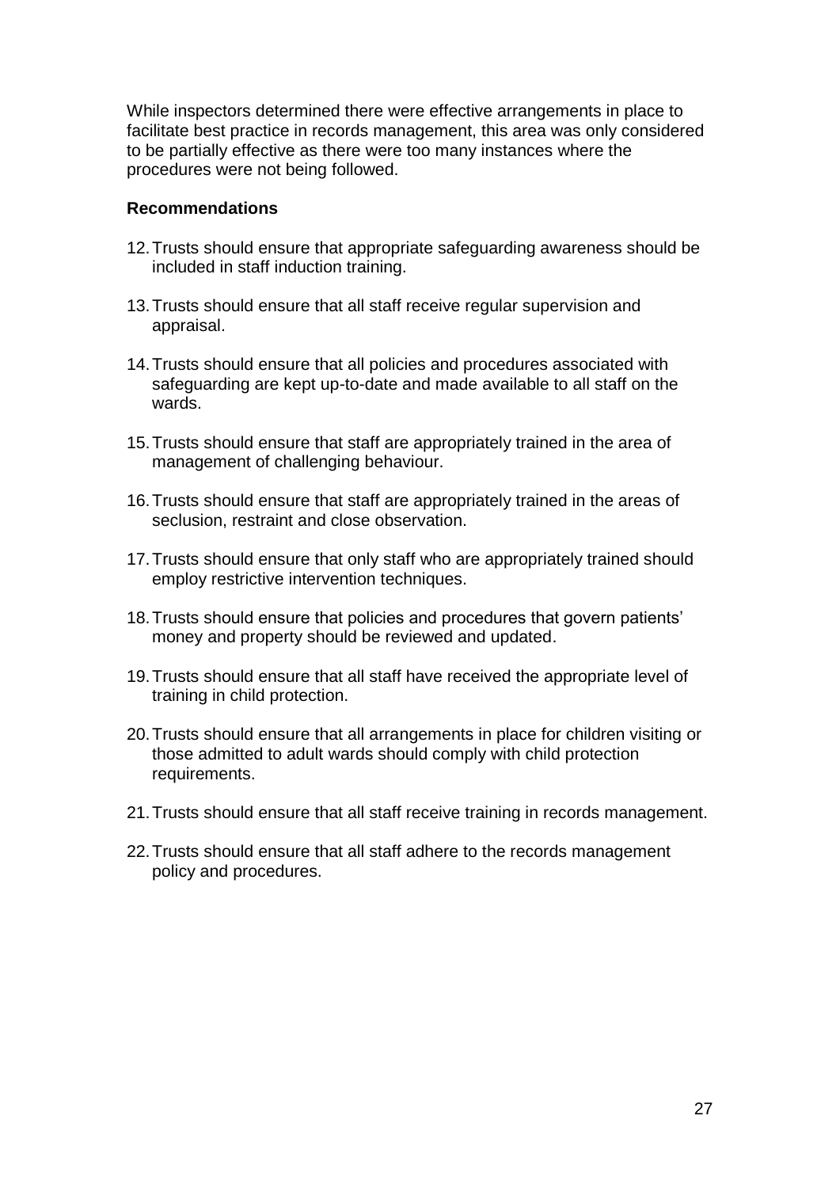While inspectors determined there were effective arrangements in place to facilitate best practice in records management, this area was only considered to be partially effective as there were too many instances where the procedures were not being followed.

**Recommendations**

12. Trusts should ensure that appropriate safeguarding awareness should be included in staff induction training.

13. Trusts should ensure that all staff receive regular supervision and appraisal.

14. Trusts should ensure that all policies and procedures associated with safeguarding are kept up-to-date and made available to all staff on the wards.

15. Trusts should ensure that staff are appropriately trained in the area of management of challenging behaviour.

16. Trusts should ensure that staff are appropriately trained in the areas of seclusion, restraint and close observation.

17. Trusts should ensure that only staff who are appropriately trained should employ restrictive intervention techniques.

18. Trusts should ensure that policies and procedures that govern patients' money and property should be reviewed and updated.

19. Trusts should ensure that all staff have received the appropriate level of training in child protection.

20. Trusts should ensure that all arrangements in place for children visiting or those admitted to adult wards should comply with child protection requirements.

21. Trusts should ensure that all staff receive training in records management.

22. Trusts should ensure that all staff adhere to the records management policy and procedures.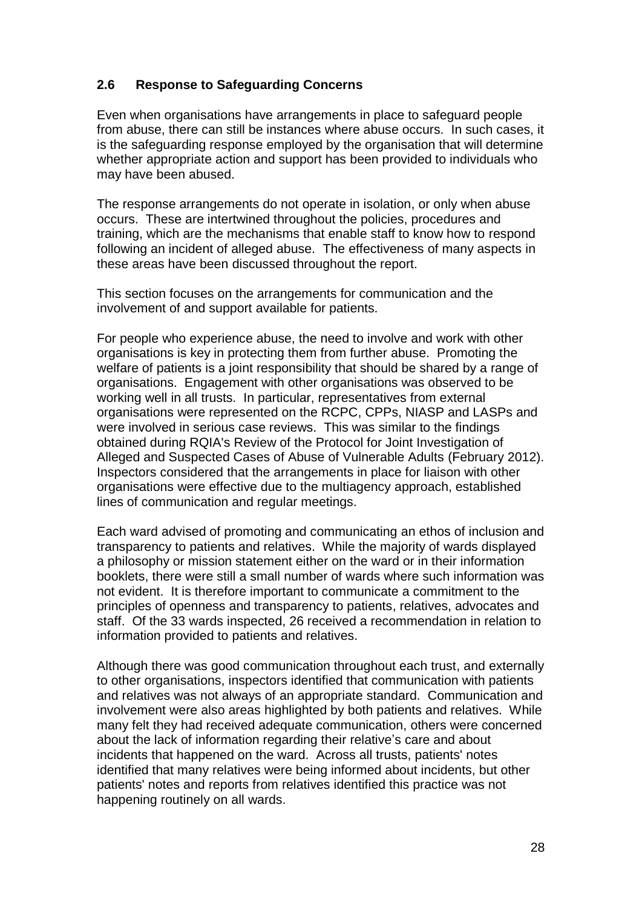### 2.6 Response to Safeguarding Concerns

Even when organisations have arrangements in place to safeguard people from abuse, there can still be instances where abuse occurs. In such cases, it is the safeguarding response employed by the organisation that will determine whether appropriate action and support has been provided to individuals who may have been abused.

The response arrangements do not operate in isolation, or only when abuse occurs. These are intertwined throughout the policies, procedures and training, which are the mechanisms that enable staff to know how to respond following an incident of alleged abuse. The effectiveness of many aspects in these areas have been discussed throughout the report.

This section focuses on the arrangements for communication and the involvement of and support available for patients.

For people who experience abuse, the need to involve and work with other organisations is key in protecting them from further abuse. Promoting the welfare of patients is a joint responsibility that should be shared by a range of organisations. Engagement with other organisations was observed to be working well in all trusts. In particular, representatives from external organisations were represented on the RCPC, CPPs, NIASP and LASPs and were involved in serious case reviews. This was similar to the findings obtained during RQIA's Review of the Protocol for Joint Investigation of Alleged and Suspected Cases of Abuse of Vulnerable Adults (February 2012). Inspectors considered that the arrangements in place for liaison with other organisations were effective due to the multiagency approach, established lines of communication and regular meetings.

Each ward advised of promoting and communicating an ethos of inclusion and transparency to patients and relatives. While the majority of wards displayed a philosophy or mission statement either on the ward or in their information booklets, there were still a small number of wards where such information was not evident. It is therefore important to communicate a commitment to the principles of openness and transparency to patients, relatives, advocates and staff. Of the 33 wards inspected, 26 received a recommendation in relation to information provided to patients and relatives.

Although there was good communication throughout each trust, and externally to other organisations, inspectors identified that communication with patients and relatives was not always of an appropriate standard. Communication and involvement were also areas highlighted by both patients and relatives. While many felt they had received adequate communication, others were concerned about the lack of information regarding their relative's care and about incidents that happened on the ward. Across all trusts, patients' notes identified that many relatives were being informed about incidents, but other patients' notes and reports from relatives identified this practice was not happening routinely on all wards.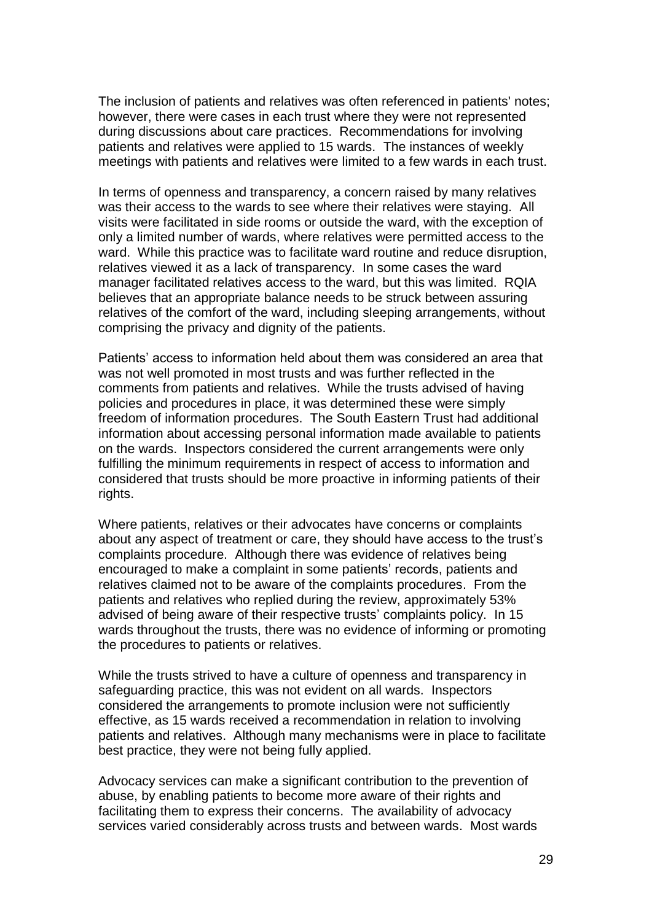The inclusion of patients and relatives was often referenced in patients' notes; however, there were cases in each trust where they were not represented during discussions about care practices. Recommendations for involving patients and relatives were applied to 15 wards. The instances of weekly meetings with patients and relatives were limited to a few wards in each trust.

In terms of openness and transparency, a concern raised by many relatives was their access to the wards to see where their relatives were staying. All visits were facilitated in side rooms or outside the ward, with the exception of only a limited number of wards, where relatives were permitted access to the ward. While this practice was to facilitate ward routine and reduce disruption, relatives viewed it as a lack of transparency. In some cases the ward manager facilitated relatives access to the ward, but this was limited. RQIA believes that an appropriate balance needs to be struck between assuring relatives of the comfort of the ward, including sleeping arrangements, without comprising the privacy and dignity of the patients.

Patients' access to information held about them was considered an area that was not well promoted in most trusts and was further reflected in the comments from patients and relatives. While the trusts advised of having policies and procedures in place, it was determined these were simply freedom of information procedures. The South Eastern Trust had additional information about accessing personal information made available to patients on the wards. Inspectors considered the current arrangements were only fulfilling the minimum requirements in respect of access to information and considered that trusts should be more proactive in informing patients of their rights.

Where patients, relatives or their advocates have concerns or complaints about any aspect of treatment or care, they should have access to the trust's complaints procedure. Although there was evidence of relatives being encouraged to make a complaint in some patients' records, patients and relatives claimed not to be aware of the complaints procedures. From the patients and relatives who replied during the review, approximately 53% advised of being aware of their respective trusts' complaints policy. In 15 wards throughout the trusts, there was no evidence of informing or promoting the procedures to patients or relatives.

While the trusts strived to have a culture of openness and transparency in safeguarding practice, this was not evident on all wards. Inspectors considered the arrangements to promote inclusion were not sufficiently effective, as 15 wards received a recommendation in relation to involving patients and relatives. Although many mechanisms were in place to facilitate best practice, they were not being fully applied.

Advocacy services can make a significant contribution to the prevention of abuse, by enabling patients to become more aware of their rights and facilitating them to express their concerns. The availability of advocacy services varied considerably across trusts and between wards. Most wards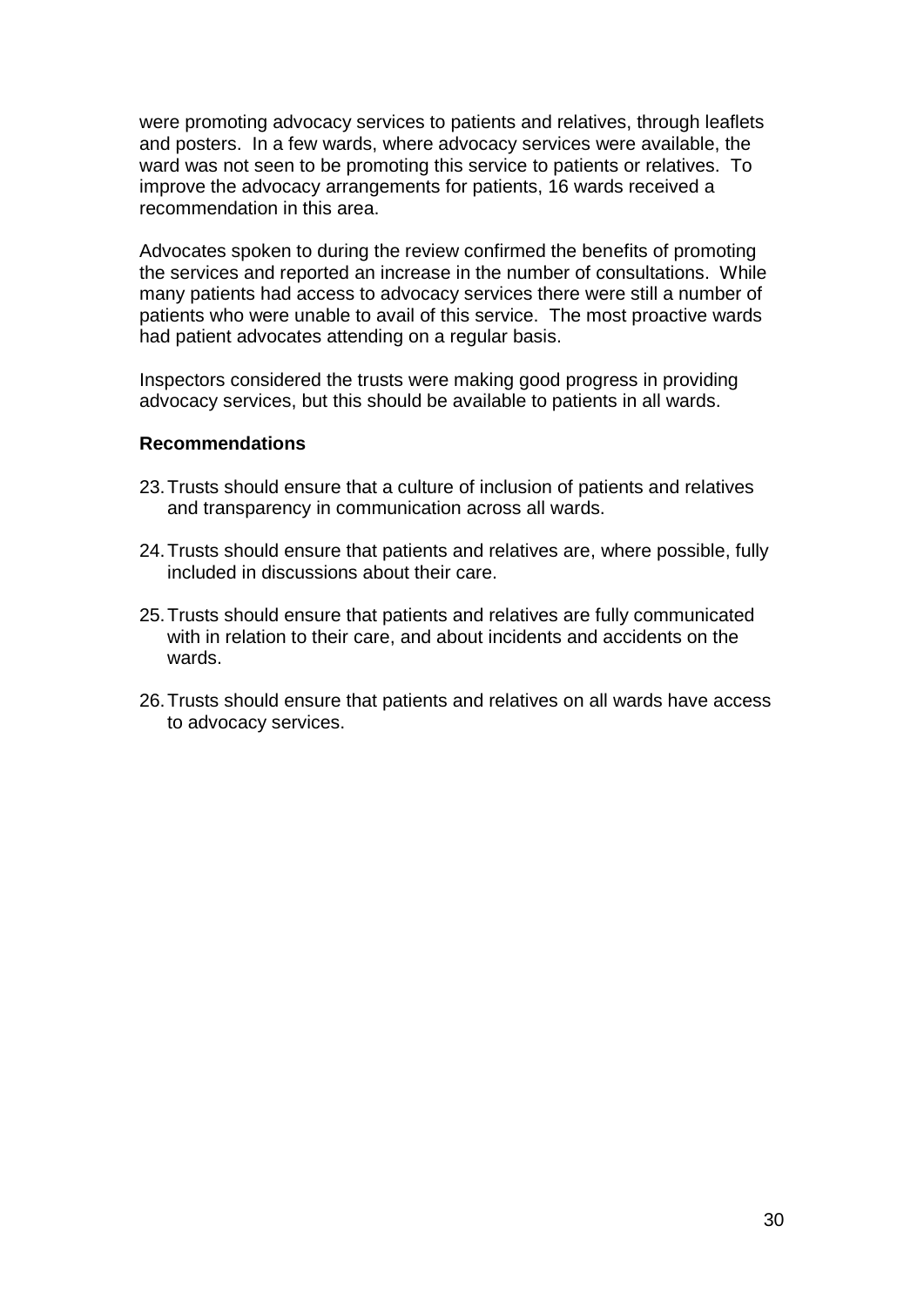were promoting advocacy services to patients and relatives, through leaflets and posters. In a few wards, where advocacy services were available, the ward was not seen to be promoting this service to patients or relatives. To improve the advocacy arrangements for patients, 16 wards received a recommendation in this area.

Advocates spoken to during the review confirmed the benefits of promoting the services and reported an increase in the number of consultations. While many patients had access to advocacy services there were still a number of patients who were unable to avail of this service. The most proactive wards had patient advocates attending on a regular basis.

Inspectors considered the trusts were making good progress in providing advocacy services, but this should be available to patients in all wards.

**Recommendations**

23. Trusts should ensure that a culture of inclusion of patients and relatives and transparency in communication across all wards.

24. Trusts should ensure that patients and relatives are, where possible, fully included in discussions about their care.

25. Trusts should ensure that patients and relatives are fully communicated with in relation to their care, and about incidents and accidents on the wards.

26. Trusts should ensure that patients and relatives on all wards have access to advocacy services.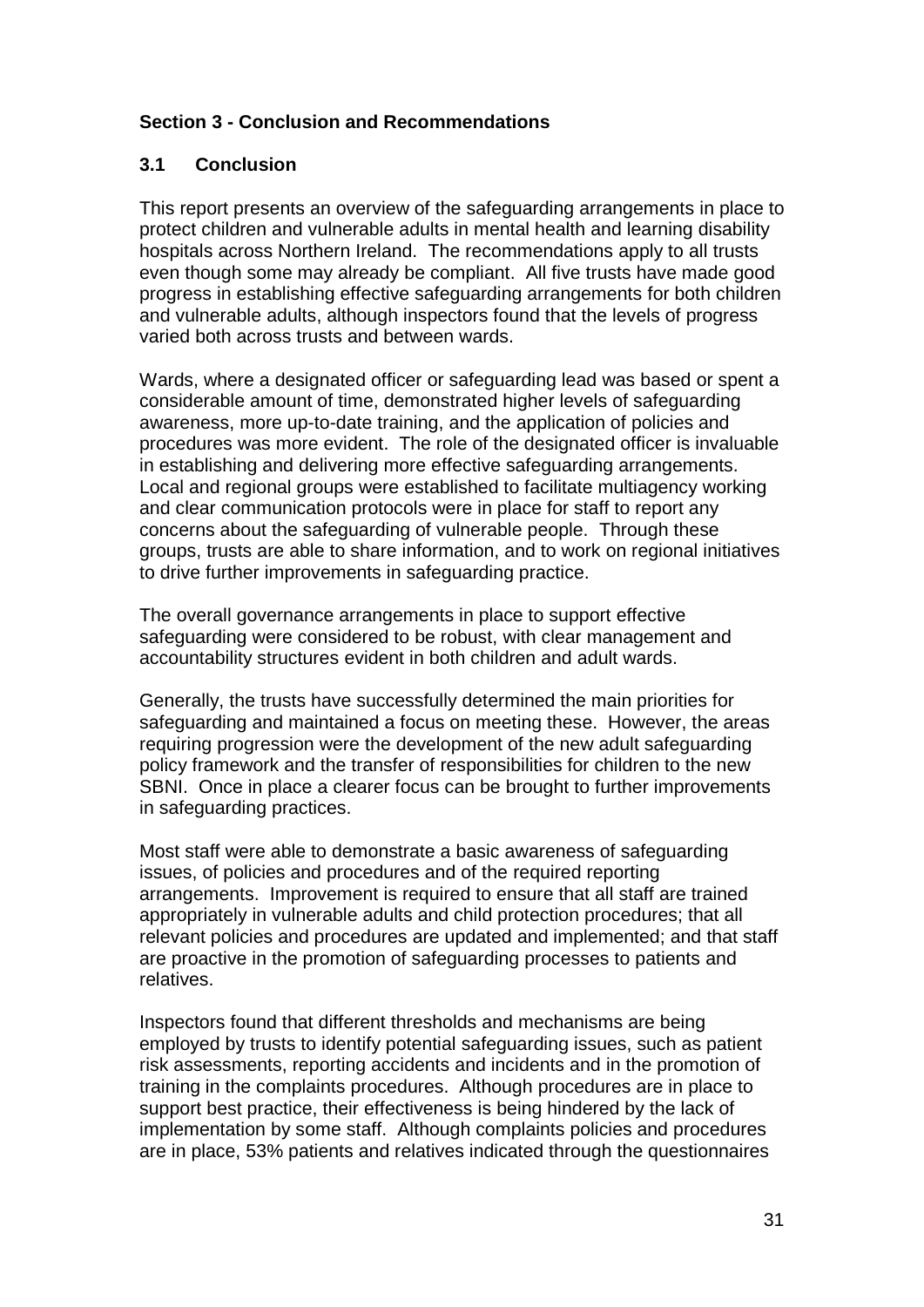## Section 3 - Conclusion and Recommendations

### 3.1 Conclusion

This report presents an overview of the safeguarding arrangements in place to protect children and vulnerable adults in mental health and learning disability hospitals across Northern Ireland. The recommendations apply to all trusts even though some may already be compliant. All five trusts have made good progress in establishing effective safeguarding arrangements for both children and vulnerable adults, although inspectors found that the levels of progress varied both across trusts and between wards.

Wards, where a designated officer or safeguarding lead was based or spent a considerable amount of time, demonstrated higher levels of safeguarding awareness, more up-to-date training, and the application of policies and procedures was more evident. The role of the designated officer is invaluable in establishing and delivering more effective safeguarding arrangements. Local and regional groups were established to facilitate multiagency working and clear communication protocols were in place for staff to report any concerns about the safeguarding of vulnerable people. Through these groups, trusts are able to share information, and to work on regional initiatives to drive further improvements in safeguarding practice.

The overall governance arrangements in place to support effective safeguarding were considered to be robust, with clear management and accountability structures evident in both children and adult wards.

Generally, the trusts have successfully determined the main priorities for safeguarding and maintained a focus on meeting these. However, the areas requiring progression were the development of the new adult safeguarding policy framework and the transfer of responsibilities for children to the new SBNI. Once in place a clearer focus can be brought to further improvements in safeguarding practices.

Most staff were able to demonstrate a basic awareness of safeguarding issues, of policies and procedures and of the required reporting arrangements. Improvement is required to ensure that all staff are trained appropriately in vulnerable adults and child protection procedures; that all relevant policies and procedures are updated and implemented; and that staff are proactive in the promotion of safeguarding processes to patients and relatives.

Inspectors found that different thresholds and mechanisms are being employed by trusts to identify potential safeguarding issues, such as patient risk assessments, reporting accidents and incidents and in the promotion of training in the complaints procedures. Although procedures are in place to support best practice, their effectiveness is being hindered by the lack of implementation by some staff. Although complaints policies and procedures are in place, 53% patients and relatives indicated through the questionnaires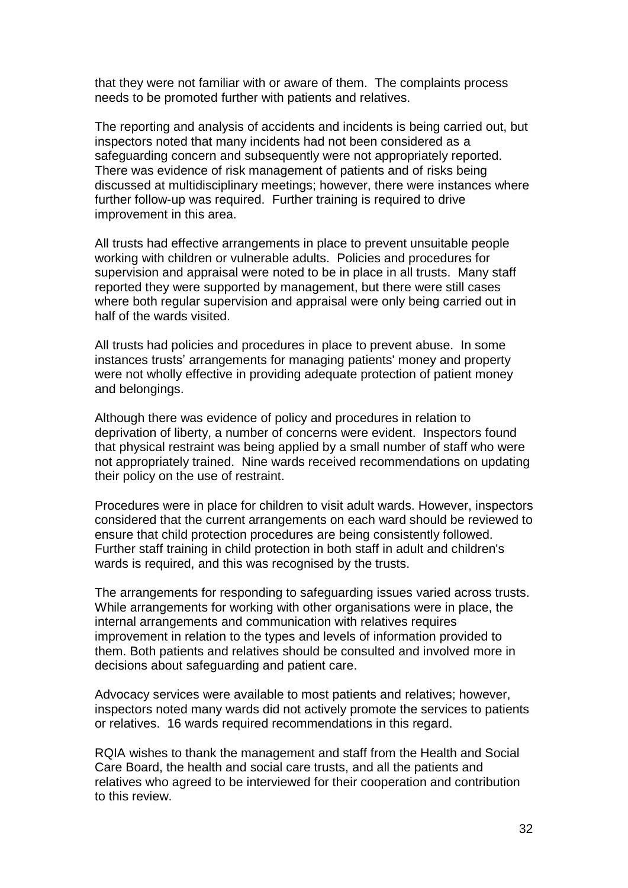that they were not familiar with or aware of them. The complaints process needs to be promoted further with patients and relatives.

The reporting and analysis of accidents and incidents is being carried out, but inspectors noted that many incidents had not been considered as a safeguarding concern and subsequently were not appropriately reported. There was evidence of risk management of patients and of risks being discussed at multidisciplinary meetings; however, there were instances where further follow-up was required. Further training is required to drive improvement in this area.

All trusts had effective arrangements in place to prevent unsuitable people working with children or vulnerable adults. Policies and procedures for supervision and appraisal were noted to be in place in all trusts. Many staff reported they were supported by management, but there were still cases where both regular supervision and appraisal were only being carried out in half of the wards visited.

All trusts had policies and procedures in place to prevent abuse. In some instances trusts' arrangements for managing patients' money and property were not wholly effective in providing adequate protection of patient money and belongings.

Although there was evidence of policy and procedures in relation to deprivation of liberty, a number of concerns were evident. Inspectors found that physical restraint was being applied by a small number of staff who were not appropriately trained. Nine wards received recommendations on updating their policy on the use of restraint.

Procedures were in place for children to visit adult wards. However, inspectors considered that the current arrangements on each ward should be reviewed to ensure that child protection procedures are being consistently followed. Further staff training in child protection in both staff in adult and children's wards is required, and this was recognised by the trusts.

The arrangements for responding to safeguarding issues varied across trusts. While arrangements for working with other organisations were in place, the internal arrangements and communication with relatives requires improvement in relation to the types and levels of information provided to them. Both patients and relatives should be consulted and involved more in decisions about safeguarding and patient care.

Advocacy services were available to most patients and relatives; however, inspectors noted many wards did not actively promote the services to patients or relatives. 16 wards required recommendations in this regard.

RQIA wishes to thank the management and staff from the Health and Social Care Board, the health and social care trusts, and all the patients and relatives who agreed to be interviewed for their cooperation and contribution to this review.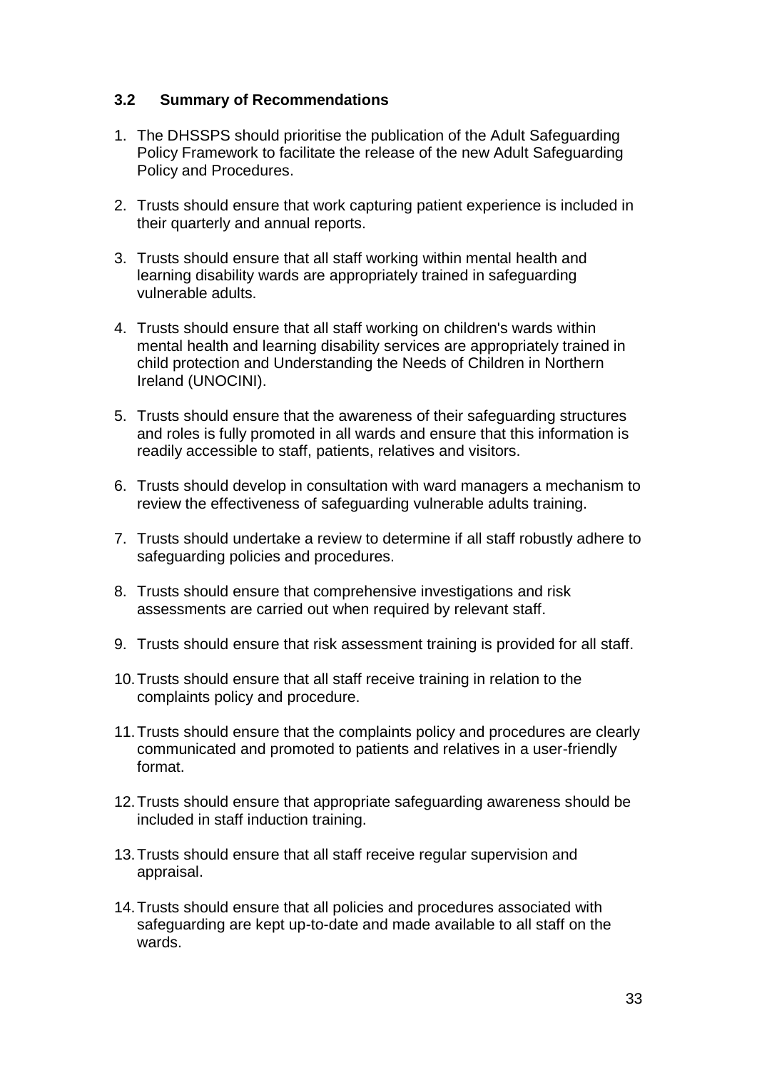### 3.2 Summary of Recommendations

1. The DHSSPS should prioritise the publication of the Adult Safeguarding Policy Framework to facilitate the release of the new Adult Safeguarding Policy and Procedures.
2. Trusts should ensure that work capturing patient experience is included in their quarterly and annual reports.
3. Trusts should ensure that all staff working within mental health and learning disability wards are appropriately trained in safeguarding vulnerable adults.
4. Trusts should ensure that all staff working on children's wards within mental health and learning disability services are appropriately trained in child protection and Understanding the Needs of Children in Northern Ireland (UNOCINI).
5. Trusts should ensure that the awareness of their safeguarding structures and roles is fully promoted in all wards and ensure that this information is readily accessible to staff, patients, relatives and visitors.
6. Trusts should develop in consultation with ward managers a mechanism to review the effectiveness of safeguarding vulnerable adults training.
7. Trusts should undertake a review to determine if all staff robustly adhere to safeguarding policies and procedures.
8. Trusts should ensure that comprehensive investigations and risk assessments are carried out when required by relevant staff.
9. Trusts should ensure that risk assessment training is provided for all staff.
10. Trusts should ensure that all staff receive training in relation to the complaints policy and procedure.
11. Trusts should ensure that the complaints policy and procedures are clearly communicated and promoted to patients and relatives in a user-friendly format.
12. Trusts should ensure that appropriate safeguarding awareness should be included in staff induction training.
13. Trusts should ensure that all staff receive regular supervision and appraisal.
14. Trusts should ensure that all policies and procedures associated with safeguarding are kept up-to-date and made available to all staff on the wards.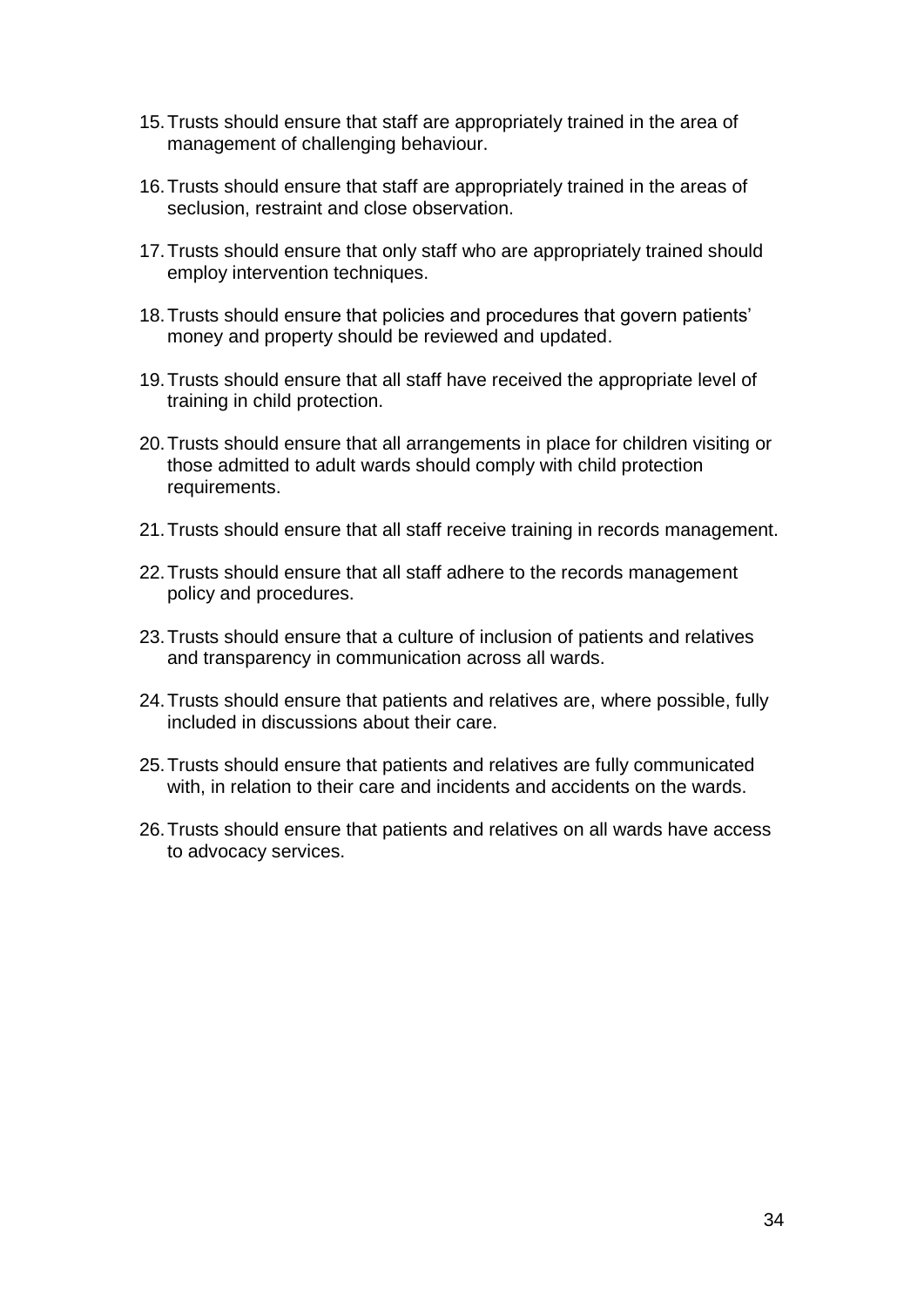15. Trusts should ensure that staff are appropriately trained in the area of management of challenging behaviour.

16. Trusts should ensure that staff are appropriately trained in the areas of seclusion, restraint and close observation.

17. Trusts should ensure that only staff who are appropriately trained should employ intervention techniques.

18. Trusts should ensure that policies and procedures that govern patients' money and property should be reviewed and updated.

19. Trusts should ensure that all staff have received the appropriate level of training in child protection.

20. Trusts should ensure that all arrangements in place for children visiting or those admitted to adult wards should comply with child protection requirements.

21. Trusts should ensure that all staff receive training in records management.

22. Trusts should ensure that all staff adhere to the records management policy and procedures.

23. Trusts should ensure that a culture of inclusion of patients and relatives and transparency in communication across all wards.

24. Trusts should ensure that patients and relatives are, where possible, fully included in discussions about their care.

25. Trusts should ensure that patients and relatives are fully communicated with, in relation to their care and incidents and accidents on the wards.

26. Trusts should ensure that patients and relatives on all wards have access to advocacy services.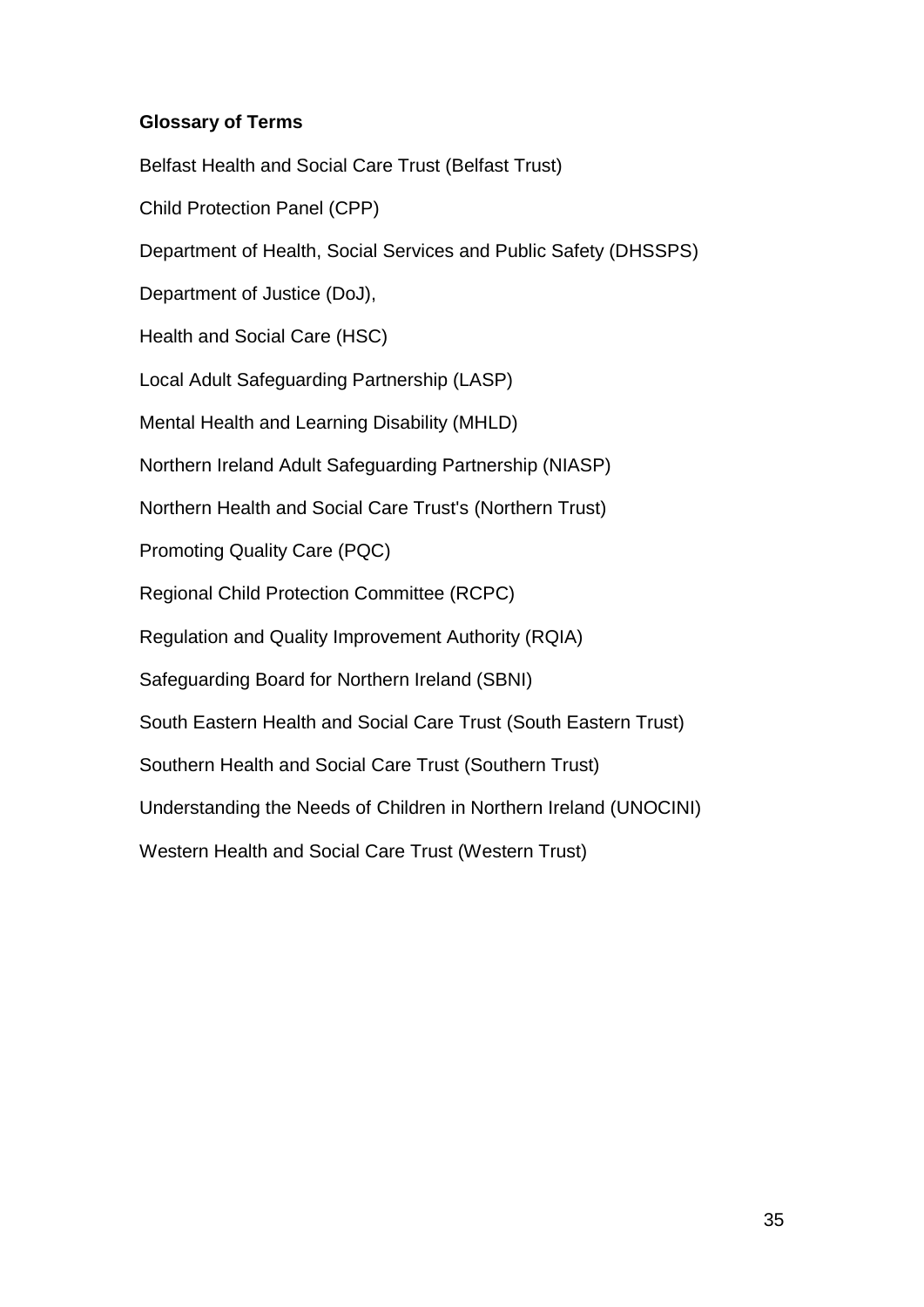**Glossary of Terms**

Belfast Health and Social Care Trust (Belfast Trust)

Child Protection Panel (CPP)

Department of Health, Social Services and Public Safety (DHSSPS)

Department of Justice (DoJ),

Health and Social Care (HSC)

Local Adult Safeguarding Partnership (LASP)

Mental Health and Learning Disability (MHLD)

Northern Ireland Adult Safeguarding Partnership (NIASP)

Northern Health and Social Care Trust's (Northern Trust)

Promoting Quality Care (PQC)

Regional Child Protection Committee (RCPC)

Regulation and Quality Improvement Authority (RQIA)

Safeguarding Board for Northern Ireland (SBNI)

South Eastern Health and Social Care Trust (South Eastern Trust)

Southern Health and Social Care Trust (Southern Trust)

Understanding the Needs of Children in Northern Ireland (UNOCINI)

Western Health and Social Care Trust (Western Trust)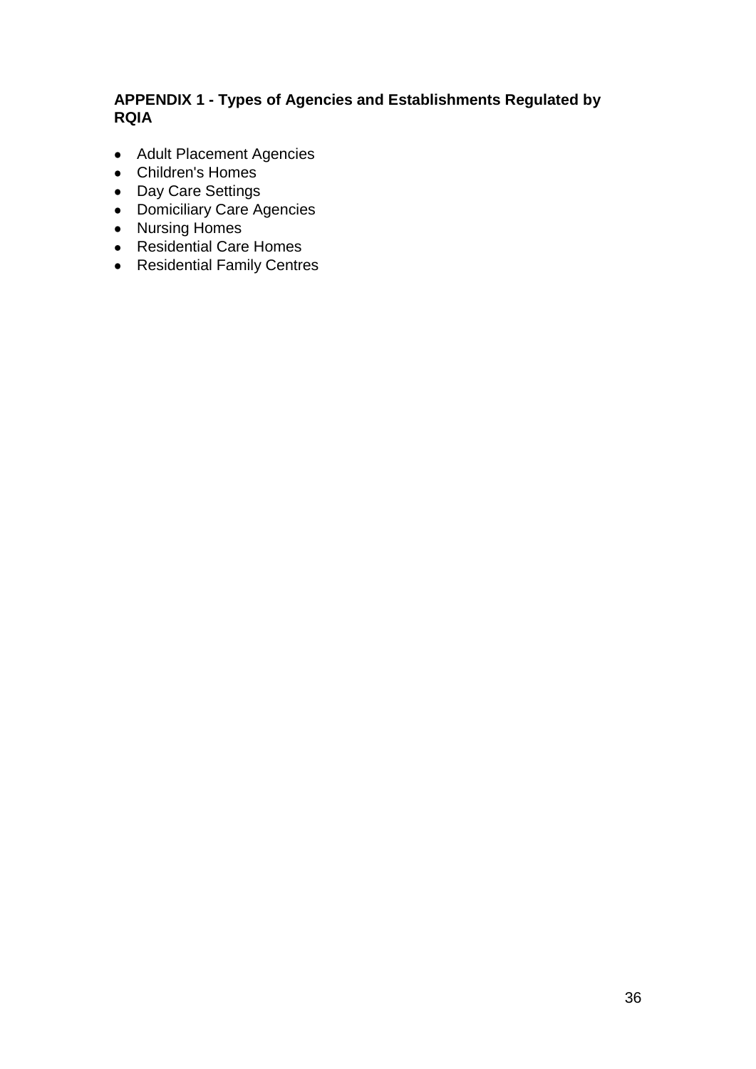## APPENDIX 1 - Types of Agencies and Establishments Regulated by RQIA

- Adult Placement Agencies
- Children's Homes
- Day Care Settings
- Domiciliary Care Agencies
- Nursing Homes
- Residential Care Homes
- Residential Family Centres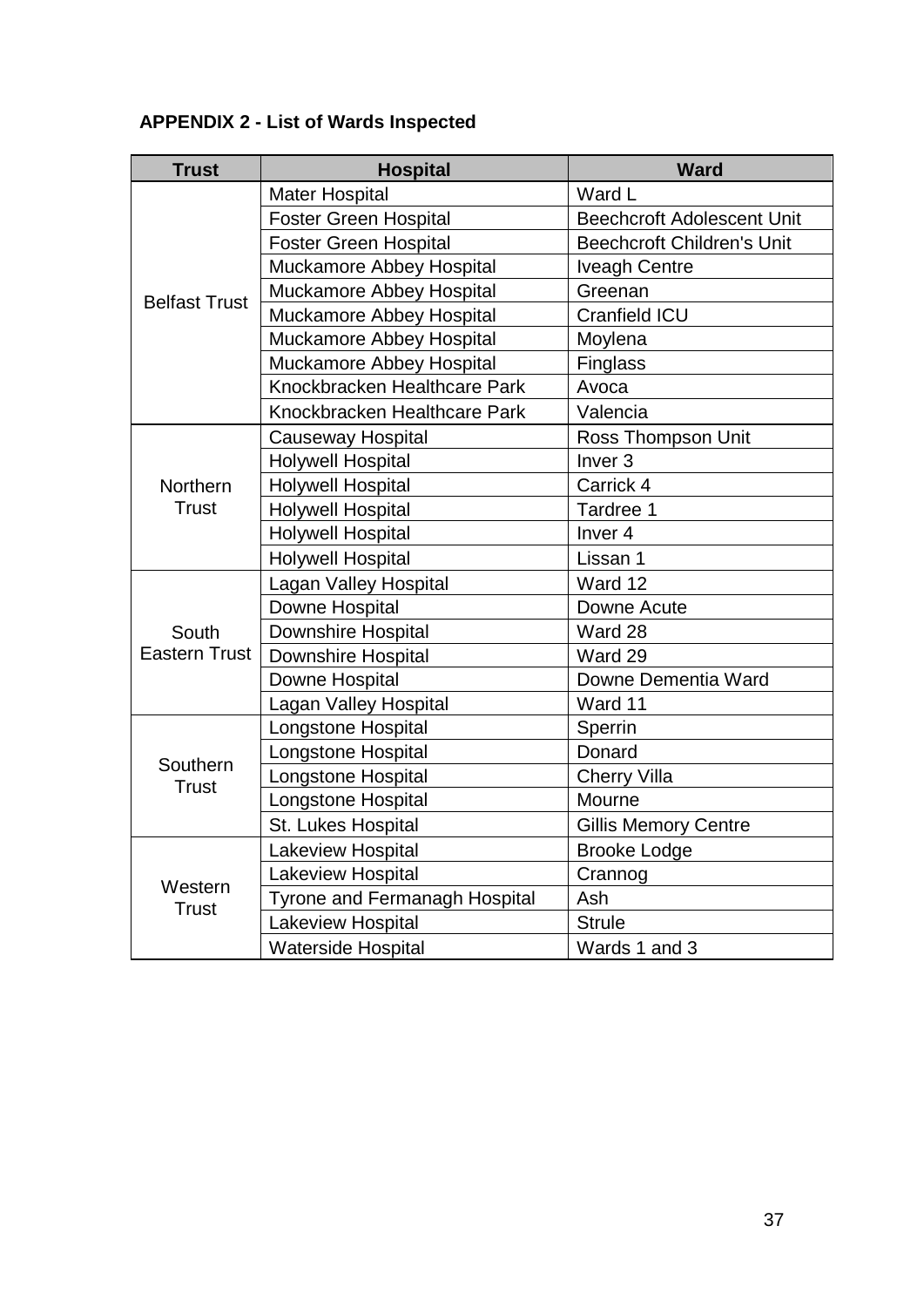**APPENDIX 2 - List of Wards Inspected**

| Trust | Hospital | Ward |
|---|---|---|
| Belfast Trust | Mater Hospital | Ward L |
| | Foster Green Hospital | Beechcroft Adolescent Unit |
| | Foster Green Hospital | Beechcroft Children's Unit |
| | Muckamore Abbey Hospital | Iveagh Centre |
| | Muckamore Abbey Hospital | Greenan |
| | Muckamore Abbey Hospital | Cranfield ICU |
| | Muckamore Abbey Hospital | Moylena |
| | Muckamore Abbey Hospital | Finglass |
| | Knockbracken Healthcare Park | Avoca |
| | Knockbracken Healthcare Park | Valencia |
| Northern Trust | Causeway Hospital | Ross Thompson Unit |
| | Holywell Hospital | Inver 3 |
| | Holywell Hospital | Carrick 4 |
| | Holywell Hospital | Tardree 1 |
| | Holywell Hospital | Inver 4 |
| | Holywell Hospital | Lissan 1 |
| South Eastern Trust | Lagan Valley Hospital | Ward 12 |
| | Downe Hospital | Downe Acute |
| | Downshire Hospital | Ward 28 |
| | Downshire Hospital | Ward 29 |
| | Downe Hospital | Downe Dementia Ward |
| | Lagan Valley Hospital | Ward 11 |
| Southern Trust | Longstone Hospital | Sperrin |
| | Longstone Hospital | Donard |
| | Longstone Hospital | Cherry Villa |
| | Longstone Hospital | Mourne |
| | St. Lukes Hospital | Gillis Memory Centre |
| Western Trust | Lakeview Hospital | Brooke Lodge |
| | Lakeview Hospital | Crannog |
| | Tyrone and Fermanagh Hospital | Ash |
| | Lakeview Hospital | Strule |
| | Waterside Hospital | Wards 1 and 3 |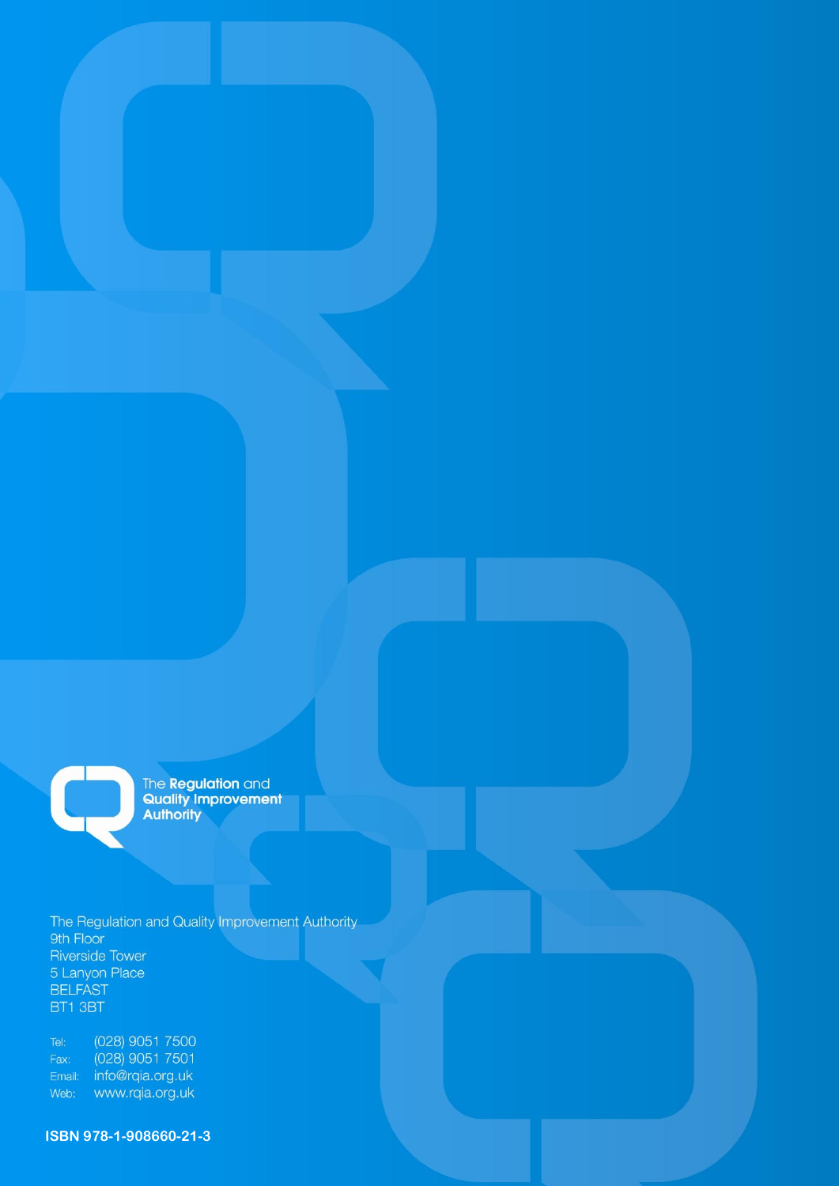The **Regulation** and
**Quality Improvement**
**Authority**

The Regulation and Quality Improvement Authority
9th Floor
Riverside Tower
5 Lanyon Place
BELFAST
BT1 3BT

Tel: (028) 9051 7500
Fax: (028) 9051 7501
Email: info@rqia.org.uk
Web: www.rqia.org.uk

**ISBN 978-1-908660-21-3**